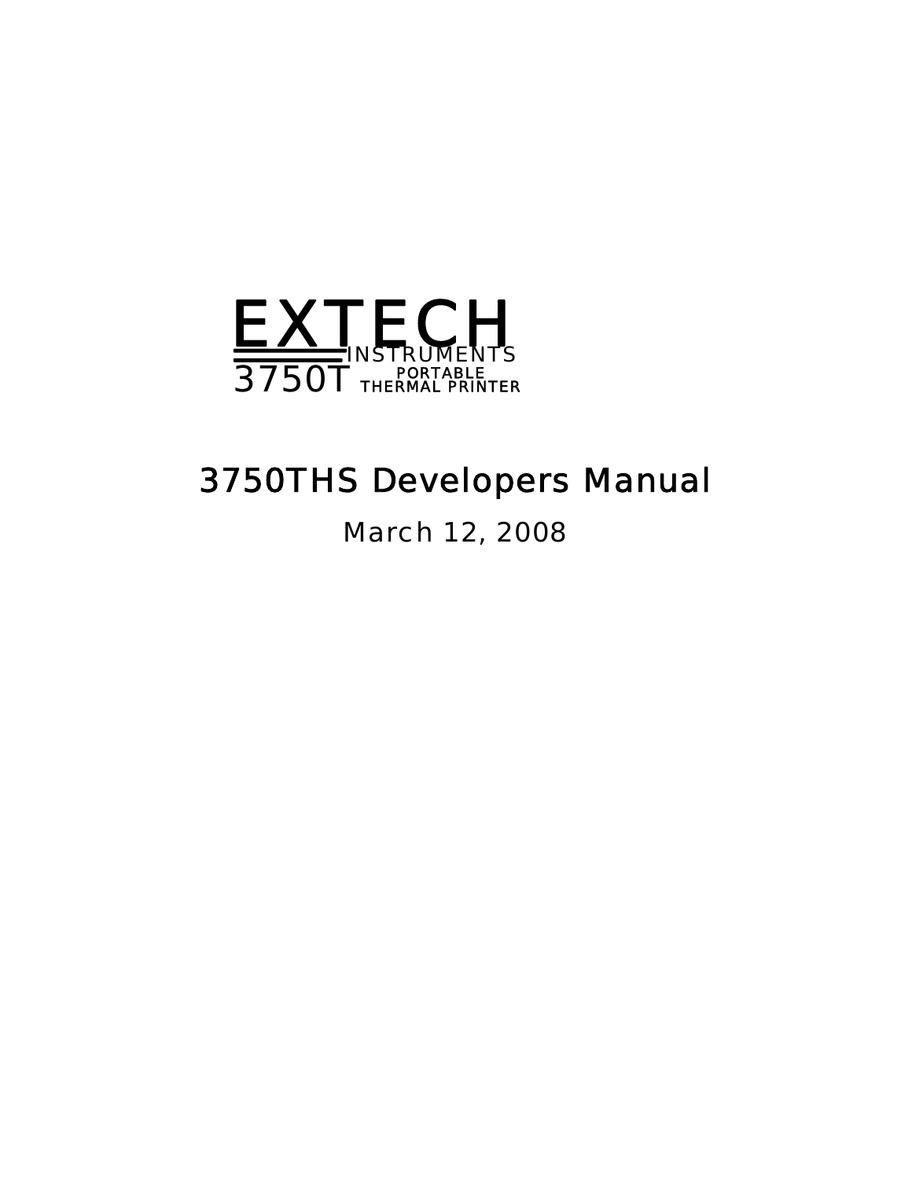EXTECH
INSTRUMENTS
3750T PORTABLE THERMAL PRINTER

# 3750THS Developers Manual

March 12, 2008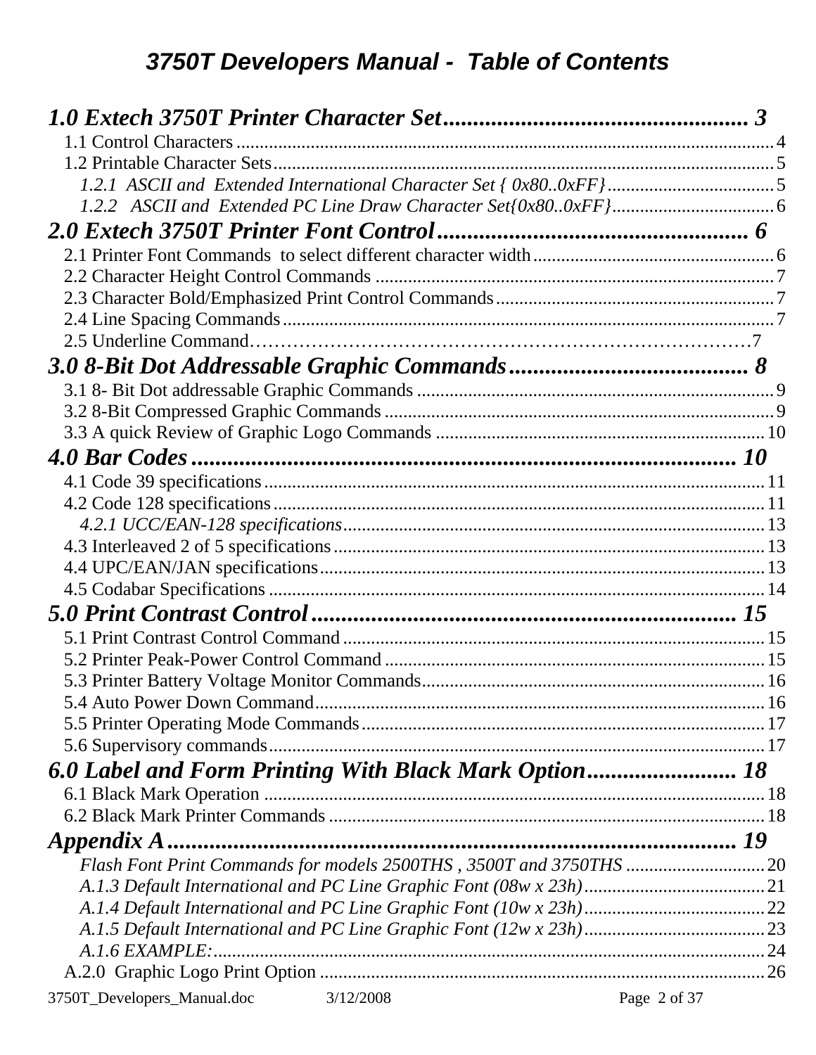# *3750T Developers Manual - Table of Contents*

***1.0 Extech 3750T Printer Character Set*** .................................................. **3**

1.1 Control Characters ........................................................................................................ 4

1.2 Printable Character Sets................................................................................................ 5

*1.2.1 ASCII and Extended International Character Set { 0x80..0xFF}* ................................... 5

*1.2.2 ASCII and Extended PC Line Draw Character Set{0x80..0xFF}* ................................... 6

***2.0 Extech 3750T Printer Font Control*** .................................................. **6**

2.1 Printer Font Commands to select different character width .................................................... 6

2.2 Character Height Control Commands ............................................................................ 7

2.3 Character Bold/Emphasized Print Control Commands ....................................................... 7

2.4 Line Spacing Commands ............................................................................................. 7

2.5 Underline Command…………………………………………………………………7

***3.0 8-Bit Dot Addressable Graphic Commands*** ........................................ **8**

3.1 8- Bit Dot addressable Graphic Commands ........................................................................ 9

3.2 8-Bit Compressed Graphic Commands ............................................................................ 9

3.3 A quick Review of Graphic Logo Commands ................................................................... 10

***4.0 Bar Codes*** ................................................................................ **10**

4.1 Code 39 specifications ................................................................................................ 11

4.2 Code 128 specifications ............................................................................................... 11

*4.2.1 UCC/EAN-128 specifications* ..................................................................................... 13

4.3 Interleaved 2 of 5 specifications ..................................................................................... 13

4.4 UPC/EAN/JAN specifications ......................................................................................... 13

4.5 Codabar Specifications ................................................................................................. 14

***5.0 Print Contrast Control*** ............................................................... **15**

5.1 Print Contrast Control Command ..................................................................................... 15

5.2 Printer Peak-Power Control Command ............................................................................ 15

5.3 Printer Battery Voltage Monitor Commands ....................................................................... 16

5.4 Auto Power Down Command .......................................................................................... 16

5.5 Printer Operating Mode Commands .................................................................................. 17

5.6 Supervisory commands .................................................................................................. 17

***6.0 Label and Form Printing With Black Mark Option*** ......................... **18**

6.1 Black Mark Operation ..................................................................................................... 18

6.2 Black Mark Printer Commands ........................................................................................ 18

***Appendix A*** .............................................................................. **19**

*Flash Font Print Commands for models 2500THS , 3500T and 3750THS* .............................. 20

*A.1.3 Default International and PC Line Graphic Font (08w x 23h)* ........................................ 21

*A.1.4 Default International and PC Line Graphic Font (10w x 23h)* ........................................ 22

*A.1.5 Default International and PC Line Graphic Font (12w x 23h)* ........................................ 23

*A.1.6 EXAMPLE:* ............................................................................................................. 24

A.2.0 Graphic Logo Print Option ........................................................................................... 26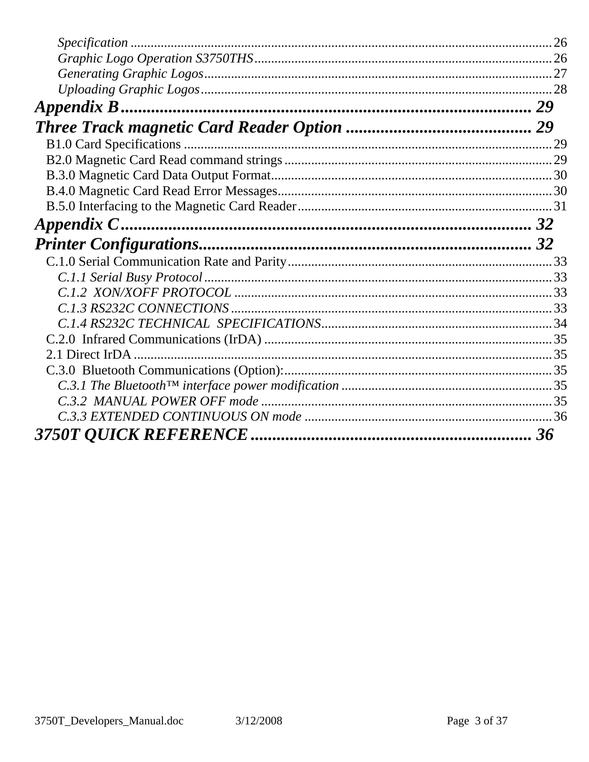*Specification* .................................................................................................................. 26
*Graphic Logo Operation S3750THS* ......................................................................................... 26
*Generating Graphic Logos* ...................................................................................................... 27
*Uploading Graphic Logos* ....................................................................................................... 28

***Appendix B*** **.......................................................................................... 29**

***Three Track magnetic Card Reader Option*** **........................................... 29**

B1.0 Card Specifications ............................................................................................................ 29
B2.0 Magnetic Card Read command strings ................................................................................ 29
B.3.0 Magnetic Card Data Output Format .................................................................................... 30
B.4.0 Magnetic Card Read Error Messages .................................................................................. 30
B.5.0 Interfacing to the Magnetic Card Reader ............................................................................ 31

***Appendix C*** **.......................................................................................... 32**

***Printer Configurations*** **............................................................................ 32**

C.1.0 Serial Communication Rate and Parity ............................................................................... 33
*C.1.1 Serial Busy Protocol* ........................................................................................................ 33
*C.1.2 XON/XOFF PROTOCOL* ................................................................................................ 33
*C.1.3 RS232C CONNECTIONS* ................................................................................................ 33
*C.1.4 RS232C TECHNICAL SPECIFICATIONS* ..................................................................... 34
C.2.0 Infrared Communications (IrDA) ....................................................................................... 35
2.1 Direct IrDA ............................................................................................................................ 35
C.3.0 Bluetooth Communications (Option): ................................................................................ 35
*C.3.1 The Bluetooth™ interface power modification* ............................................................... 35
*C.3.2 MANUAL POWER OFF mode* ....................................................................................... 35
*C.3.3 EXTENDED CONTINUOUS ON mode* ........................................................................ 36

***3750T QUICK REFERENCE*** **................................................................ 36**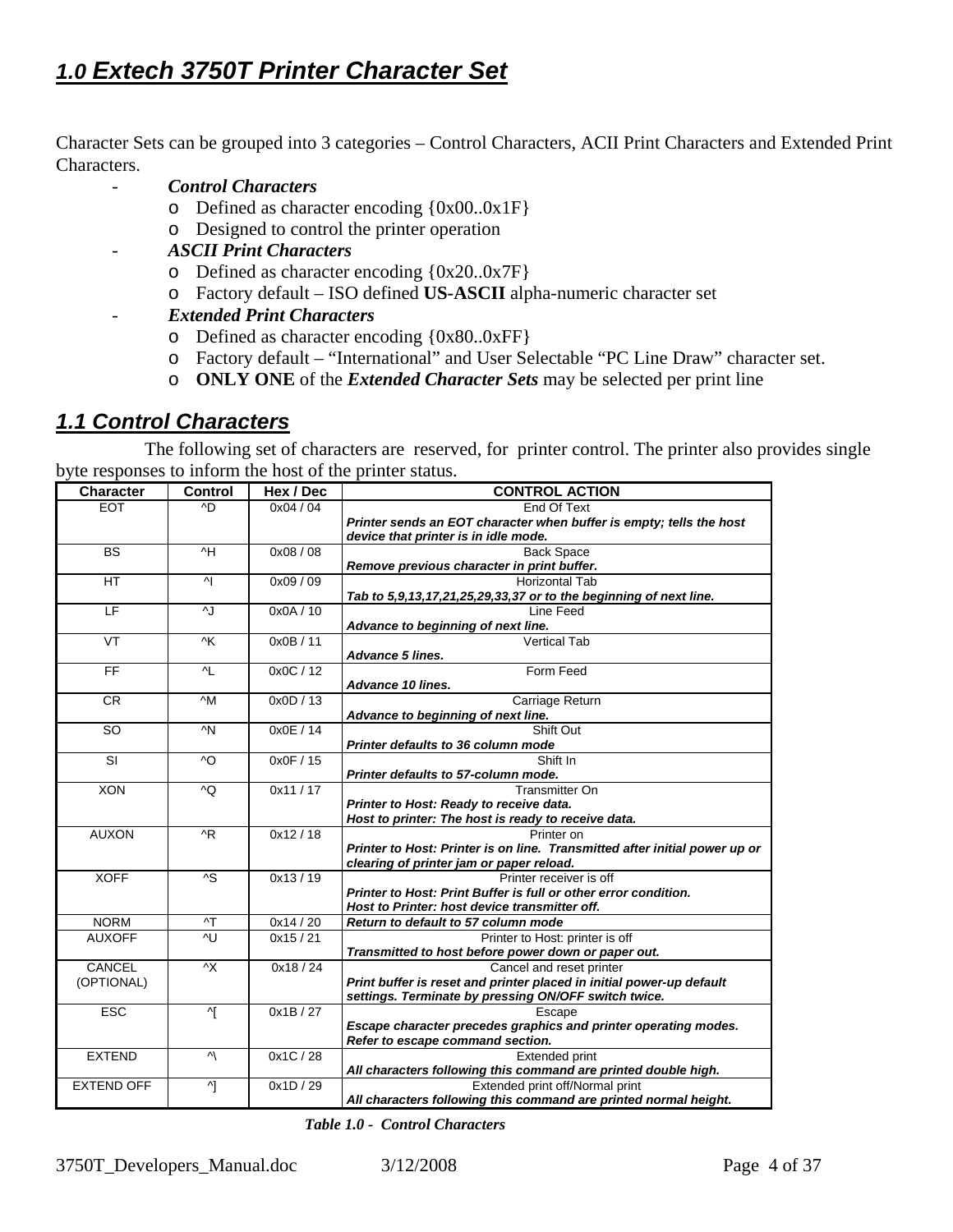# *1.0 Extech 3750T Printer Character Set*

Character Sets can be grouped into 3 categories – Control Characters, ACII Print Characters and Extended Print Characters.

- ***Control Characters***
  - Defined as character encoding {0x00..0x1F}
  - Designed to control the printer operation
- ***ASCII Print Characters***
  - Defined as character encoding {0x20..0x7F}
  - Factory default – ISO defined **US-ASCII** alpha-numeric character set
- ***Extended Print Characters***
  - Defined as character encoding {0x80..0xFF}
  - Factory default – "International" and User Selectable "PC Line Draw" character set.
  - **ONLY ONE** of the ***Extended Character Sets*** may be selected per print line

## *1.1 Control Characters*

The following set of characters are reserved, for printer control. The printer also provides single byte responses to inform the host of the printer status.

| Character | Control | Hex / Dec | CONTROL ACTION |
|---|---|---|---|
| EOT | ^D | 0x04 / 04 | End Of Text<br>***Printer sends an EOT character when buffer is empty; tells the host device that printer is in idle mode.*** |
| BS | ^H | 0x08 / 08 | Back Space<br>***Remove previous character in print buffer.*** |
| HT | ^I | 0x09 / 09 | Horizontal Tab<br>***Tab to 5,9,13,17,21,25,29,33,37 or to the beginning of next line.*** |
| LF | ^J | 0x0A / 10 | Line Feed<br>***Advance to beginning of next line.*** |
| VT | ^K | 0x0B / 11 | Vertical Tab<br>***Advance 5 lines.*** |
| FF | ^L | 0x0C / 12 | Form Feed<br>***Advance 10 lines.*** |
| CR | ^M | 0x0D / 13 | Carriage Return<br>***Advance to beginning of next line.*** |
| SO | ^N | 0x0E / 14 | Shift Out<br>***Printer defaults to 36 column mode*** |
| SI | ^O | 0x0F / 15 | Shift In<br>***Printer defaults to 57-column mode.*** |
| XON | ^Q | 0x11 / 17 | Transmitter On<br>***Printer to Host: Ready to receive data.***<br>***Host to printer: The host is ready to receive data.*** |
| AUXON | ^R | 0x12 / 18 | Printer on<br>***Printer to Host: Printer is on line. Transmitted after initial power up or clearing of printer jam or paper reload.*** |
| XOFF | ^S | 0x13 / 19 | Printer receiver is off<br>***Printer to Host: Print Buffer is full or other error condition.***<br>***Host to Printer: host device transmitter off.*** |
| NORM | ^T | 0x14 / 20 | ***Return to default to 57 column mode*** |
| AUXOFF | ^U | 0x15 / 21 | Printer to Host: printer is off<br>***Transmitted to host before power down or paper out.*** |
| CANCEL (OPTIONAL) | ^X | 0x18 / 24 | Cancel and reset printer<br>***Print buffer is reset and printer placed in initial power-up default settings. Terminate by pressing ON/OFF switch twice.*** |
| ESC | ^[ | 0x1B / 27 | Escape<br>***Escape character precedes graphics and printer operating modes. Refer to escape command section.*** |
| EXTEND | ^\ | 0x1C / 28 | Extended print<br>***All characters following this command are printed double high.*** |
| EXTEND OFF | ^] | 0x1D / 29 | Extended print off/Normal print<br>***All characters following this command are printed normal height.*** |

***Table 1.0 - Control Characters***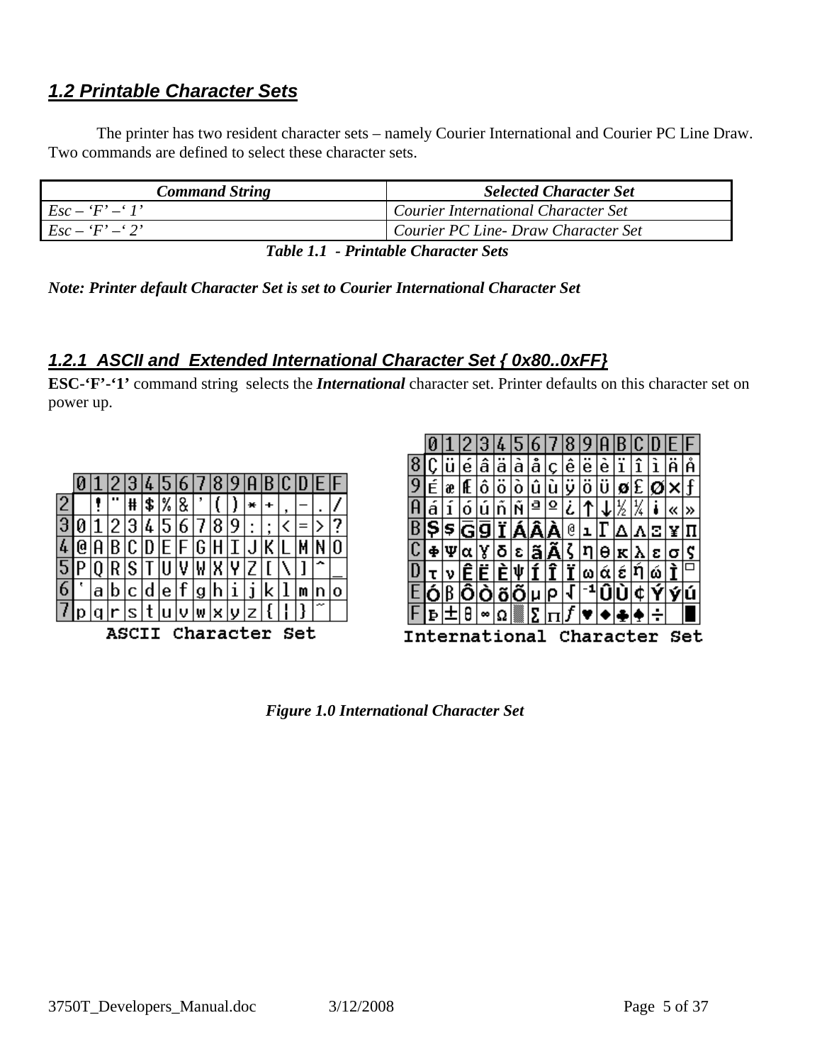## *1.2 Printable Character Sets*

The printer has two resident character sets – namely Courier International and Courier PC Line Draw. Two commands are defined to select these character sets.

| *Command String* | *Selected Character Set* |
|---|---|
| *Esc – 'F' –' 1'* | *Courier International Character Set* |
| *Esc – 'F' –' 2'* | *Courier PC Line- Draw Character Set* |

***Table 1.1 - Printable Character Sets***

***Note: Printer default Character Set is set to Courier International Character Set***

### *1.2.1 ASCII and Extended International Character Set { 0x80..0xFF}*

**ESC-'F'-'1'** command string selects the ***International*** character set. Printer defaults on this character set on power up.

ASCII Character Set

International Character Set

***Figure 1.0 International Character Set***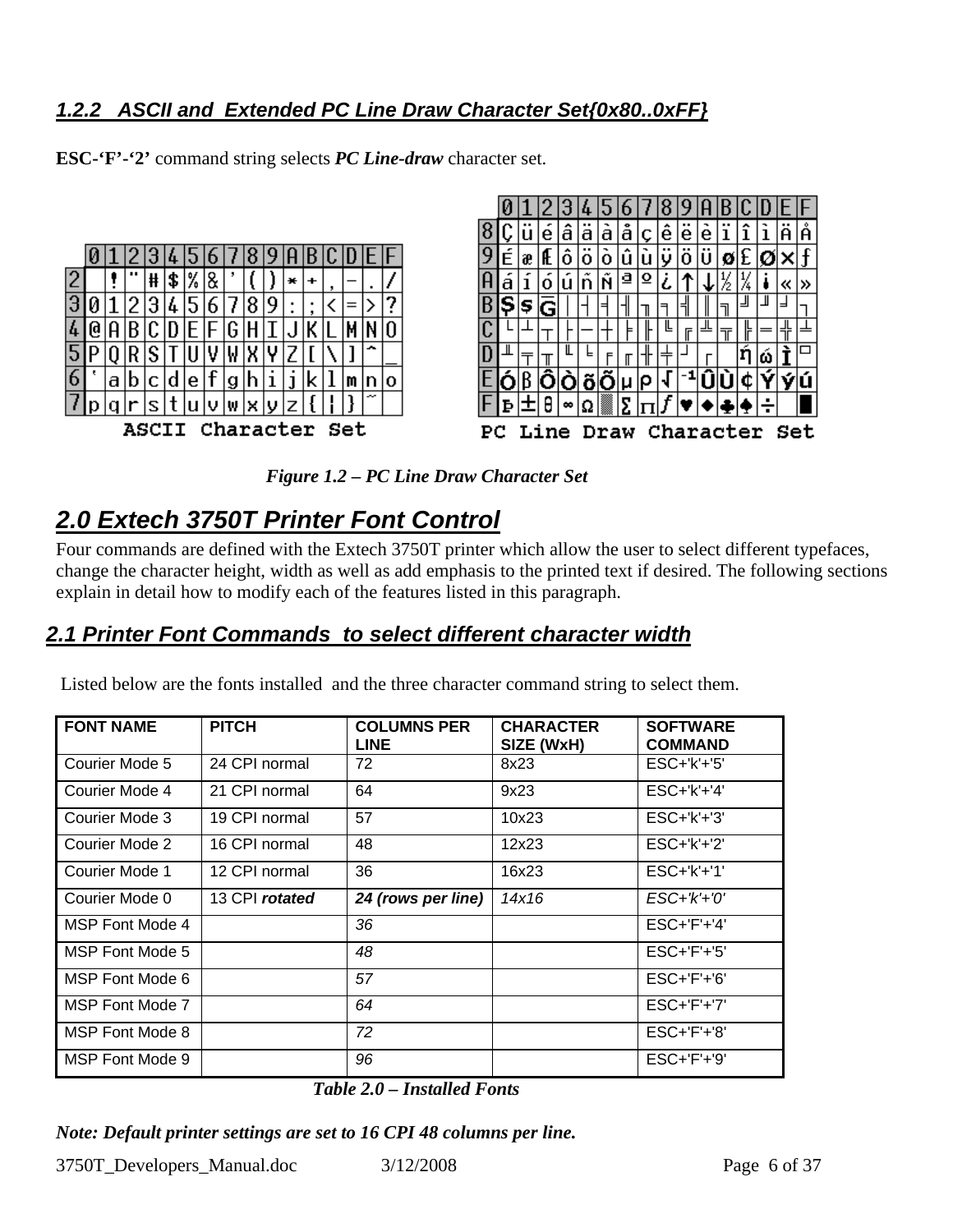### 1.2.2 ASCII and Extended PC Line Draw Character Set{0x80..0xFF}

**ESC-'F'-'2'** command string selects ***PC Line-draw*** character set.

**ASCII Character Set**

|   | 0 | 1 | 2 | 3 | 4 | 5 | 6 | 7 | 8 | 9 | A | B | C | D | E | F |
|---|---|---|---|---|---|---|---|---|---|---|---|---|---|---|---|---|
| 2 |   | ! | " | # | $ | % | & | ' | ( | ) | * | + | , | - | . | / |
| 3 | 0 | 1 | 2 | 3 | 4 | 5 | 6 | 7 | 8 | 9 | : | ; | < | = | > | ? |
| 4 | @ | A | B | C | D | E | F | G | H | I | J | K | L | M | N | O |
| 5 | P | Q | R | S | T | U | V | W | X | Y | Z | [ | \ | ] | ^ | _ |
| 6 | ` | a | b | c | d | e | f | g | h | i | j | k | l | m | n | o |
| 7 | p | q | r | s | t | u | v | w | x | y | z | { | ¦ | } | ~ |   |

**PC Line Draw Character Set**

|   | 0 | 1 | 2 | 3 | 4 | 5 | 6 | 7 | 8 | 9 | A | B | C | D | E | F |
|---|---|---|---|---|---|---|---|---|---|---|---|---|---|---|---|---|
| 8 | Ç | ü | é | â | ä | à | å | ç | ê | ë | è | ï | î | ì | Ä | Å |
| 9 | É | æ | Æ | ô | ö | ò | û | ù | ÿ | Ö | Ü | ø | £ | Ø | × | ƒ |
| A | á | í | ó | ú | ñ | Ñ | ª | º | ¿ | ↑ | ↓ | ½ | ¼ | ¡ | « | » |
| B | Ş | ş | Ğ | │ | ┤ | ╡ | ╢ | ╖ | ╕ | ╣ | ║ | ╗ | ╝ | ╜ | ╛ | ┐ |
| C | └ | ┴ | ┬ | ├ | ─ | ┼ | ╞ | ╟ | ╚ | ╔ | ╩ | ╦ | ╠ | ═ | ╬ | ╧ |
| D | ╨ | ╤ | ╥ | ╙ | ╘ | ╒ | ╓ | ╫ | ╪ | ┘ | ┌ |   | ή | ώ | Ì | ▭ |
| E | Ó | ß | Ô | Ò | õ | Õ | µ | ρ | √ | ⁻¹ | Û | Ù | ¢ | Ý | ý | ú |
| F | Þ | ± | θ | ∞ | Ω | ▒ | Σ | Π | ƒ | ♥ | ♦ | ♣ | ♠ | ÷ |   | █ |

*Figure 1.2 – PC Line Draw Character Set*

## 2.0 Extech 3750T Printer Font Control

Four commands are defined with the Extech 3750T printer which allow the user to select different typefaces, change the character height, width as well as add emphasis to the printed text if desired. The following sections explain in detail how to modify each of the features listed in this paragraph.

### 2.1 Printer Font Commands to select different character width

Listed below are the fonts installed and the three character command string to select them.

| FONT NAME | PITCH | COLUMNS PER LINE | CHARACTER SIZE (WxH) | SOFTWARE COMMAND |
|---|---|---|---|---|
| Courier Mode 5 | 24 CPI normal | 72 | 8x23 | ESC+'k'+'5' |
| Courier Mode 4 | 21 CPI normal | 64 | 9x23 | ESC+'k'+'4' |
| Courier Mode 3 | 19 CPI normal | 57 | 10x23 | ESC+'k'+'3' |
| Courier Mode 2 | 16 CPI normal | 48 | 12x23 | ESC+'k'+'2' |
| Courier Mode 1 | 12 CPI normal | 36 | 16x23 | ESC+'k'+'1' |
| Courier Mode 0 | 13 CPI ***rotated*** | ***24 (rows per line)*** | *14x16* | *ESC+'k'+'0'* |
| MSP Font Mode 4 | | *36* | | ESC+'F'+'4' |
| MSP Font Mode 5 | | *48* | | ESC+'F'+'5' |
| MSP Font Mode 6 | | *57* | | ESC+'F'+'6' |
| MSP Font Mode 7 | | *64* | | ESC+'F'+'7' |
| MSP Font Mode 8 | | *72* | | ESC+'F'+'8' |
| MSP Font Mode 9 | | *96* | | ESC+'F'+'9' |

*Table 2.0 – Installed Fonts*

***Note: Default printer settings are set to 16 CPI 48 columns per line.***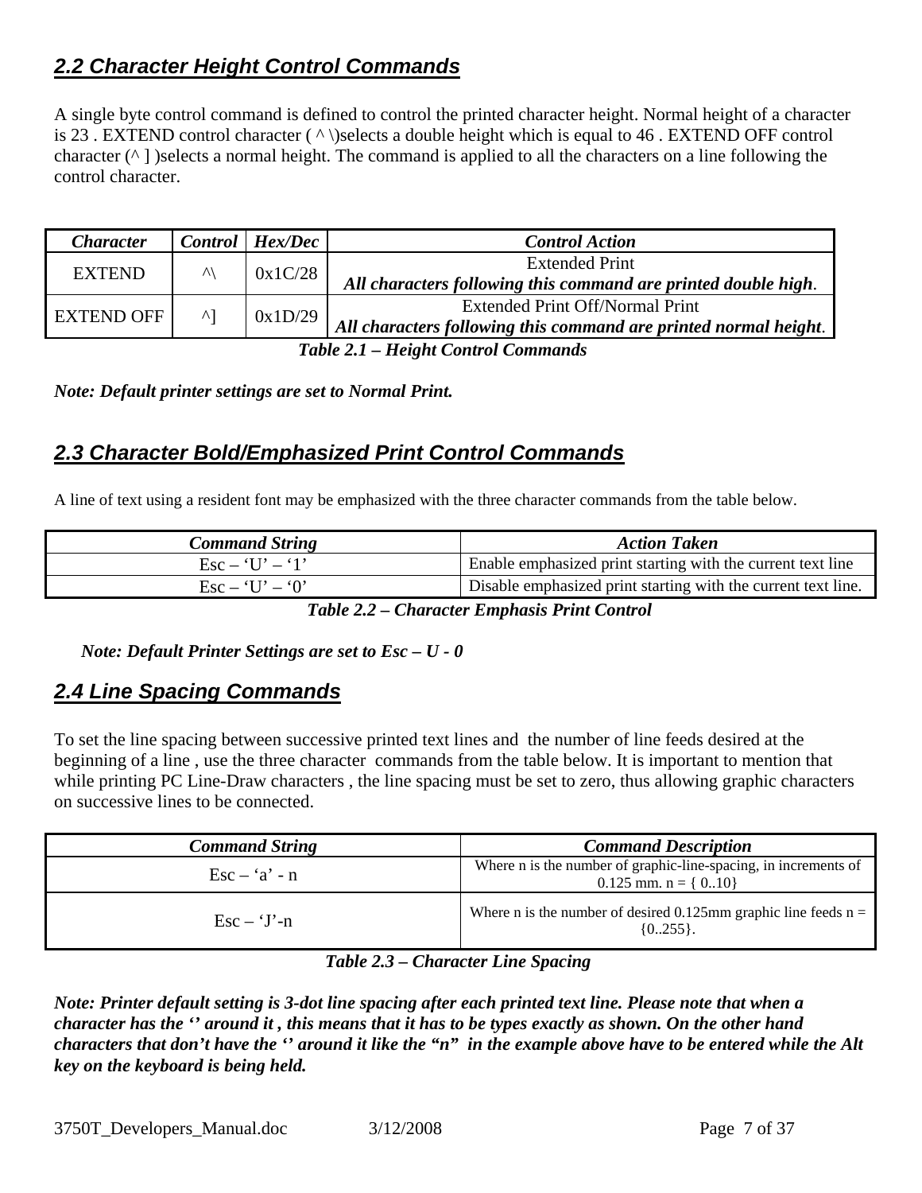## *2.2 Character Height Control Commands*

A single byte control command is defined to control the printed character height. Normal height of a character is 23 . EXTEND control character ( ^ \)selects a double height which is equal to 46 . EXTEND OFF control character (^ ] )selects a normal height. The command is applied to all the characters on a line following the control character.

| *Character* | *Control* | *Hex/Dec* | *Control Action* |
|---|---|---|---|
| EXTEND | ^\ | 0x1C/28 | Extended Print<br>***All characters following this command are printed double high***. |
| EXTEND OFF | ^] | 0x1D/29 | Extended Print Off/Normal Print<br>***All characters following this command are printed normal height***. |

***Table 2.1 – Height Control Commands***

***Note: Default printer settings are set to Normal Print.***

## *2.3 Character Bold/Emphasized Print Control Commands*

A line of text using a resident font may be emphasized with the three character commands from the table below.

| *Command String* | *Action Taken* |
|---|---|
| Esc – 'U' – '1' | Enable emphasized print starting with the current text line |
| Esc – 'U' – '0' | Disable emphasized print starting with the current text line. |

***Table 2.2 – Character Emphasis Print Control***

***Note: Default Printer Settings are set to Esc – U - 0***

## *2.4 Line Spacing Commands*

To set the line spacing between successive printed text lines and the number of line feeds desired at the beginning of a line , use the three character commands from the table below. It is important to mention that while printing PC Line-Draw characters , the line spacing must be set to zero, thus allowing graphic characters on successive lines to be connected.

| *Command String* | *Command Description* |
|---|---|
| Esc – 'a' - n | Where n is the number of graphic-line-spacing, in increments of 0.125 mm. n = { 0..10} |
| Esc – 'J'-n | Where n is the number of desired 0.125mm graphic line feeds n = {0..255}. |

***Table 2.3 – Character Line Spacing***

***Note: Printer default setting is 3-dot line spacing after each printed text line. Please note that when a character has the '' around it , this means that it has to be types exactly as shown. On the other hand characters that don't have the '' around it like the "n" in the example above have to be entered while the Alt key on the keyboard is being held.***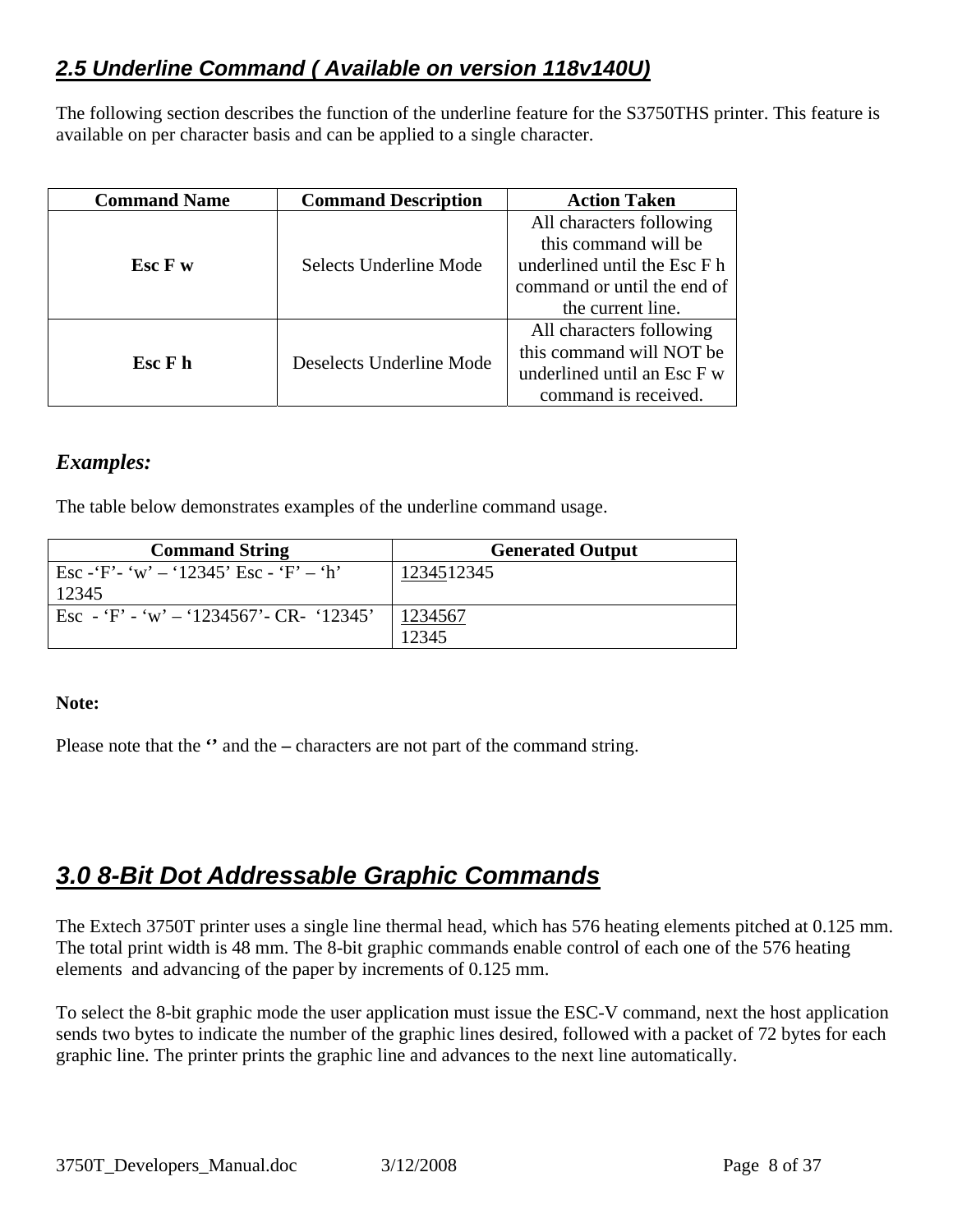## *2.5 Underline Command ( Available on version 118v140U)*

The following section describes the function of the underline feature for the S3750THS printer. This feature is available on per character basis and can be applied to a single character.

| Command Name | Command Description | Action Taken |
|---|---|---|
| **Esc F w** | Selects Underline Mode | All characters following this command will be underlined until the Esc F h command or until the end of the current line. |
| **Esc F h** | Deselects Underline Mode | All characters following this command will NOT be underlined until an Esc F w command is received. |

### *Examples:*

The table below demonstrates examples of the underline command usage.

| Command String | Generated Output |
|---|---|
| Esc -‘F’- ‘w’ – ‘12345’ Esc - ‘F’ – ‘h’ 12345 | <u>12345</u>12345 |
| Esc - ‘F’ - ‘w’ – ‘1234567’- CR- ‘12345’ | <u>1234567</u><br>12345 |

**Note:**

Please note that the **‘’** and the **–** characters are not part of the command string.

## *3.0 8-Bit Dot Addressable Graphic Commands*

The Extech 3750T printer uses a single line thermal head, which has 576 heating elements pitched at 0.125 mm. The total print width is 48 mm. The 8-bit graphic commands enable control of each one of the 576 heating elements and advancing of the paper by increments of 0.125 mm.

To select the 8-bit graphic mode the user application must issue the ESC-V command, next the host application sends two bytes to indicate the number of the graphic lines desired, followed with a packet of 72 bytes for each graphic line. The printer prints the graphic line and advances to the next line automatically.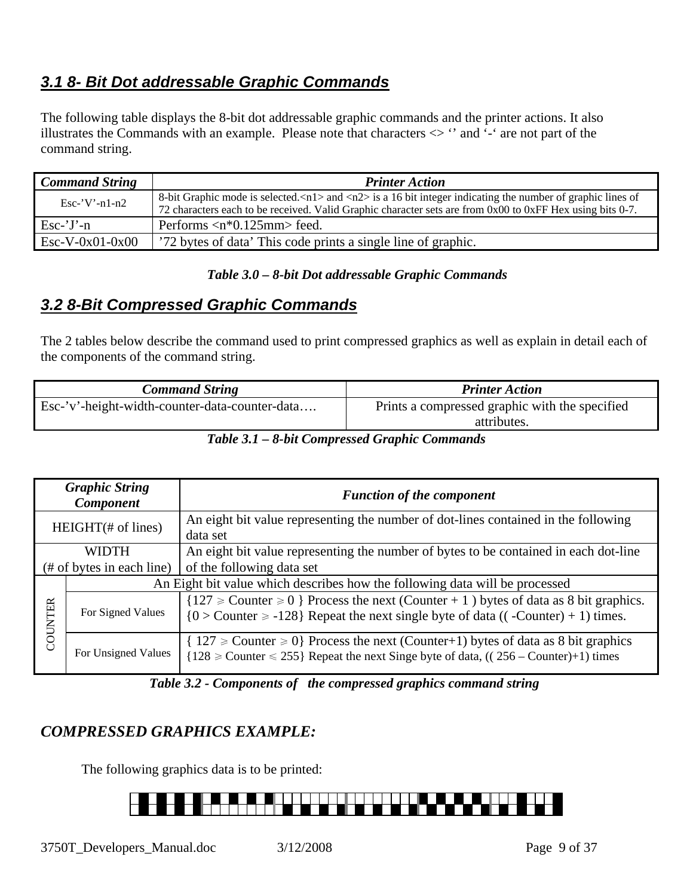## *3.1 8- Bit Dot addressable Graphic Commands*

The following table displays the 8-bit dot addressable graphic commands and the printer actions. It also illustrates the Commands with an example. Please note that characters <> '' and '-' are not part of the command string.

| ***Command String*** | ***Printer Action*** |
|---|---|
| Esc-'V'-n1-n2 | 8-bit Graphic mode is selected.<n1> and <n2> is a 16 bit integer indicating the number of graphic lines of 72 characters each to be received. Valid Graphic character sets are from 0x00 to 0xFF Hex using bits 0-7. |
| Esc-'J'-n | Performs <n*0.125mm> feed. |
| Esc-V-0x01-0x00 | '72 bytes of data' This code prints a single line of graphic. |

***Table 3.0 – 8-bit Dot addressable Graphic Commands***

## *3.2 8-Bit Compressed Graphic Commands*

The 2 tables below describe the command used to print compressed graphics as well as explain in detail each of the components of the command string.

| ***Command String*** | ***Printer Action*** |
|---|---|
| Esc-'v'-height-width-counter-data-counter-data…. | Prints a compressed graphic with the specified attributes. |

***Table 3.1 – 8-bit Compressed Graphic Commands***

| ***Graphic String Component*** | | ***Function of the component*** |
|---|---|---|
| HEIGHT(# of lines) | | An eight bit value representing the number of dot-lines contained in the following data set |
| WIDTH (# of bytes in each line) | | An eight bit value representing the number of bytes to be contained in each dot-line of the following data set |
| COUNTER | An Eight bit value which describes how the following data will be processed | |
| | For Signed Values | {127 ⩾ Counter ⩾ 0 } Process the next (Counter + 1 ) bytes of data as 8 bit graphics. {0 > Counter ⩾ -128} Repeat the next single byte of data (( -Counter) + 1) times. |
| | For Unsigned Values | { 127 ⩾ Counter ⩾ 0} Process the next (Counter+1) bytes of data as 8 bit graphics {128 ⩾ Counter ⩽ 255} Repeat the next Singe byte of data, (( 256 – Counter)+1) times |

***Table 3.2 - Components of the compressed graphics command string***

### *COMPRESSED GRAPHICS EXAMPLE:*

The following graphics data is to be printed: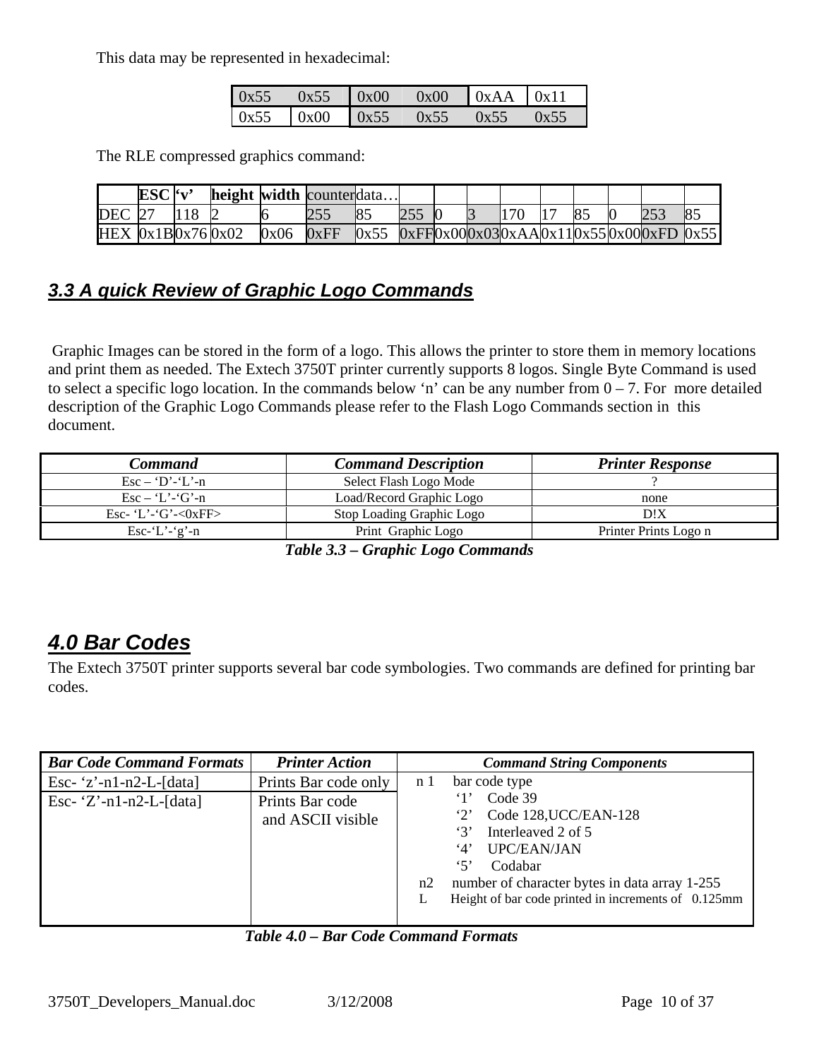This data may be represented in hexadecimal:

| 0x55 | 0x55 | 0x00 | 0x00 | 0xAA | 0x11 |
|---|---|---|---|---|---|
| 0x55 | 0x00 | 0x55 | 0x55 | 0x55 | 0x55 |

The RLE compressed graphics command:

| | ESC | 'v' | height | width | counter | data… | | | | | | | | | |
|---|---|---|---|---|---|---|---|---|---|---|---|---|---|---|---|
| DEC | 27 | 118 | 2 | 6 | 255 | 85 | 255 | 0 | 3 | 170 | 17 | 85 | 0 | 253 | 85 |
| HEX | 0x1B | 0x76 | 0x02 | 0x06 | 0xFF | 0x55 | 0xFF | 0x00 | 0x03 | 0xAA | 0x11 | 0x55 | 0x00 | 0xFD | 0x55 |

### 3.3 A quick Review of Graphic Logo Commands

Graphic Images can be stored in the form of a logo. This allows the printer to store them in memory locations and print them as needed. The Extech 3750T printer currently supports 8 logos. Single Byte Command is used to select a specific logo location. In the commands below 'n' can be any number from 0 – 7. For more detailed description of the Graphic Logo Commands please refer to the Flash Logo Commands section in this document.

| *Command* | *Command Description* | *Printer Response* |
|---|---|---|
| Esc – 'D'-'L'-n | Select Flash Logo Mode | ? |
| Esc – 'L'-'G'-n | Load/Record Graphic Logo | none |
| Esc- 'L'-'G'-<0xFF> | Stop Loading Graphic Logo | D!X |
| Esc-'L'-'g'-n | Print Graphic Logo | Printer Prints Logo n |

*Table 3.3 – Graphic Logo Commands*

## 4.0 Bar Codes

The Extech 3750T printer supports several bar code symbologies. Two commands are defined for printing bar codes.

| *Bar Code Command Formats* | *Printer Action* | *Command String Components* |
|---|---|---|
| Esc- 'z'-n1-n2-L-[data] | Prints Bar code only | n 1 bar code type<br>'1' Code 39<br>'2' Code 128,UCC/EAN-128<br>'3' Interleaved 2 of 5<br>'4' UPC/EAN/JAN<br>'5' Codabar<br>n2 number of character bytes in data array 1-255<br>L Height of bar code printed in increments of 0.125mm |
| Esc- 'Z'-n1-n2-L-[data] | Prints Bar code and ASCII visible | |

*Table 4.0 – Bar Code Command Formats*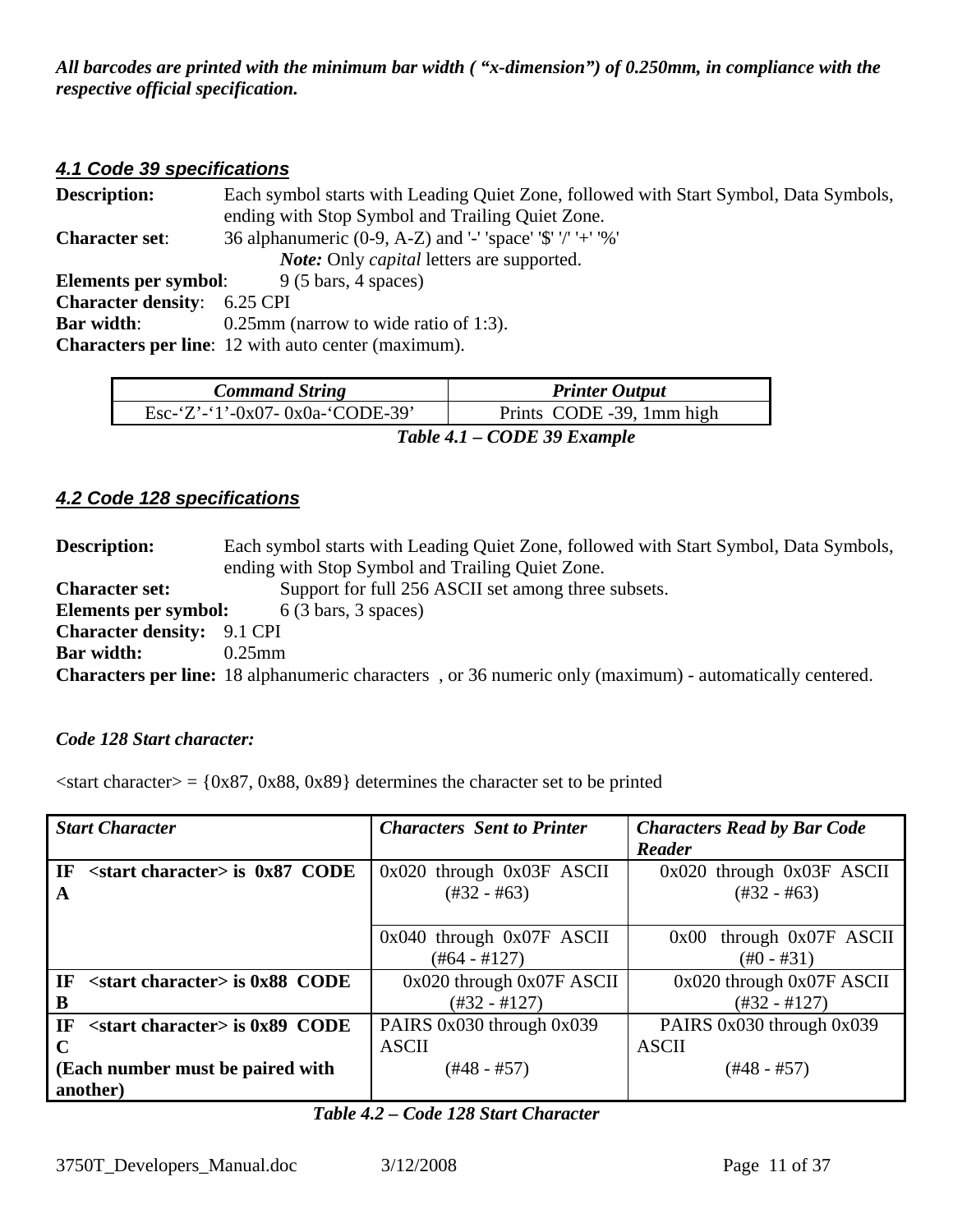*All barcodes are printed with the minimum bar width ( "x-dimension") of 0.250mm, in compliance with the respective official specification.*

### *4.1 Code 39 specifications*

**Description:** Each symbol starts with Leading Quiet Zone, followed with Start Symbol, Data Symbols, ending with Stop Symbol and Trailing Quiet Zone.

**Character set**: 36 alphanumeric (0-9, A-Z) and '-' 'space' '$' '/' '+' '%'
*Note:* Only *capital* letters are supported.

**Elements per symbol**: 9 (5 bars, 4 spaces)

**Character density**: 6.25 CPI

**Bar width**: 0.25mm (narrow to wide ratio of 1:3).

**Characters per line**: 12 with auto center (maximum).

| *Command String* | *Printer Output* |
|---|---|
| Esc-'Z'-'1'-0x07- 0x0a-'CODE-39' | Prints CODE -39, 1mm high |

***Table 4.1 – CODE 39 Example***

### *4.2 Code 128 specifications*

**Description:** Each symbol starts with Leading Quiet Zone, followed with Start Symbol, Data Symbols, ending with Stop Symbol and Trailing Quiet Zone.

**Character set:** Support for full 256 ASCII set among three subsets.

**Elements per symbol:** 6 (3 bars, 3 spaces)

**Character density:** 9.1 CPI

**Bar width:** 0.25mm

**Characters per line:** 18 alphanumeric characters , or 36 numeric only (maximum) - automatically centered.

***Code 128 Start character:***

<start character> = {0x87, 0x88, 0x89} determines the character set to be printed

| *Start Character* | *Characters Sent to Printer* | *Characters Read by Bar Code Reader* |
|---|---|---|
| **IF <start character> is 0x87 CODE A** | 0x020 through 0x03F ASCII (#32 - #63) | 0x020 through 0x03F ASCII (#32 - #63) |
| | 0x040 through 0x07F ASCII (#64 - #127) | 0x00 through 0x07F ASCII (#0 - #31) |
| **IF <start character> is 0x88 CODE B** | 0x020 through 0x07F ASCII (#32 - #127) | 0x020 through 0x07F ASCII (#32 - #127) |
| **IF <start character> is 0x89 CODE C (Each number must be paired with another)** | PAIRS 0x030 through 0x039 ASCII (#48 - #57) | PAIRS 0x030 through 0x039 ASCII (#48 - #57) |

***Table 4.2 – Code 128 Start Character***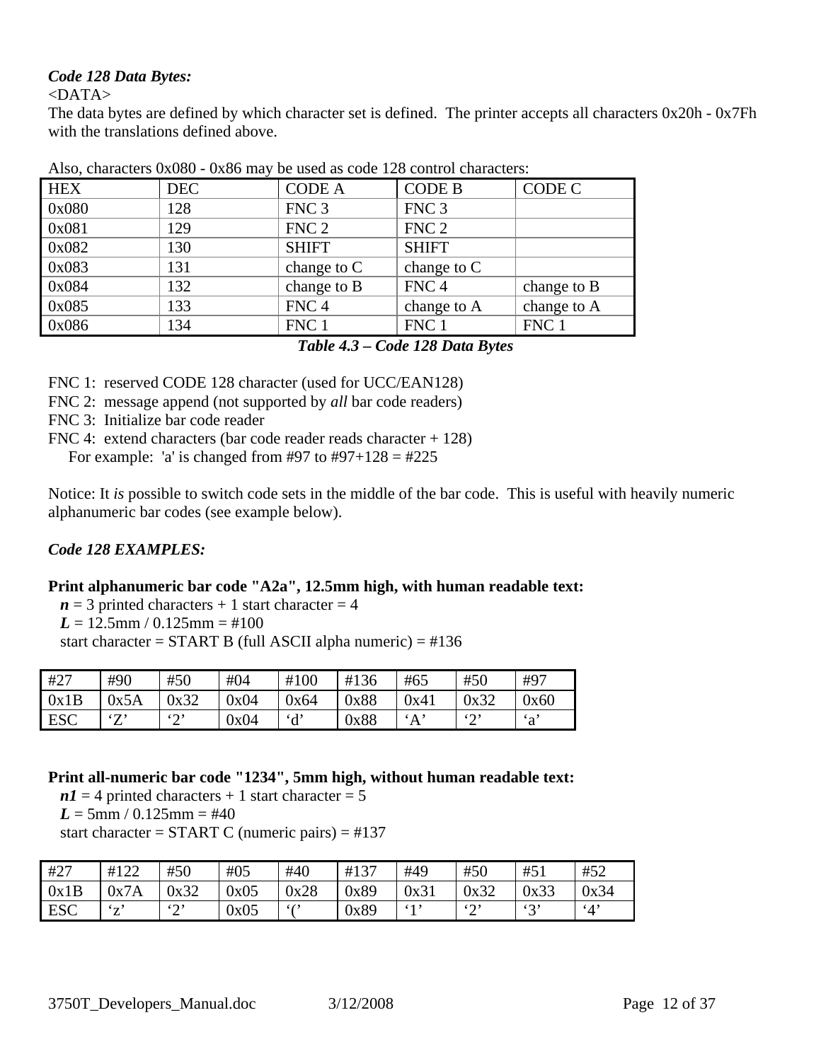***Code 128 Data Bytes:***

<DATA>

The data bytes are defined by which character set is defined. The printer accepts all characters 0x20h - 0x7Fh with the translations defined above.

Also, characters 0x080 - 0x86 may be used as code 128 control characters:

| HEX | DEC | CODE A | CODE B | CODE C |
|---|---|---|---|---|
| 0x080 | 128 | FNC 3 | FNC 3 | |
| 0x081 | 129 | FNC 2 | FNC 2 | |
| 0x082 | 130 | SHIFT | SHIFT | |
| 0x083 | 131 | change to C | change to C | |
| 0x084 | 132 | change to B | FNC 4 | change to B |
| 0x085 | 133 | FNC 4 | change to A | change to A |
| 0x086 | 134 | FNC 1 | FNC 1 | FNC 1 |

***Table 4.3 – Code 128 Data Bytes***

FNC 1: reserved CODE 128 character (used for UCC/EAN128)
FNC 2: message append (not supported by *all* bar code readers)
FNC 3: Initialize bar code reader
FNC 4: extend characters (bar code reader reads character + 128)
For example: 'a' is changed from #97 to #97+128 = #225

Notice: It *is* possible to switch code sets in the middle of the bar code. This is useful with heavily numeric alphanumeric bar codes (see example below).

***Code 128 EXAMPLES:***

**Print alphanumeric bar code "A2a", 12.5mm high, with human readable text:**

***n*** = 3 printed characters + 1 start character = 4
***L*** = 12.5mm / 0.125mm = #100
start character = START B (full ASCII alpha numeric) = #136

| #27 | #90 | #50 | #04 | #100 | #136 | #65 | #50 | #97 |
|---|---|---|---|---|---|---|---|---|
| 0x1B | 0x5A | 0x32 | 0x04 | 0x64 | 0x88 | 0x41 | 0x32 | 0x60 |
| ESC | 'Z' | '2' | 0x04 | 'd' | 0x88 | 'A' | '2' | 'a' |

**Print all-numeric bar code "1234", 5mm high, without human readable text:**

***n1*** = 4 printed characters + 1 start character = 5
***L*** = 5mm / 0.125mm = #40
start character = START C (numeric pairs) = #137

| #27 | #122 | #50 | #05 | #40 | #137 | #49 | #50 | #51 | #52 |
|---|---|---|---|---|---|---|---|---|---|
| 0x1B | 0x7A | 0x32 | 0x05 | 0x28 | 0x89 | 0x31 | 0x32 | 0x33 | 0x34 |
| ESC | 'z' | '2' | 0x05 | '(' | 0x89 | '1' | '2' | '3' | '4' |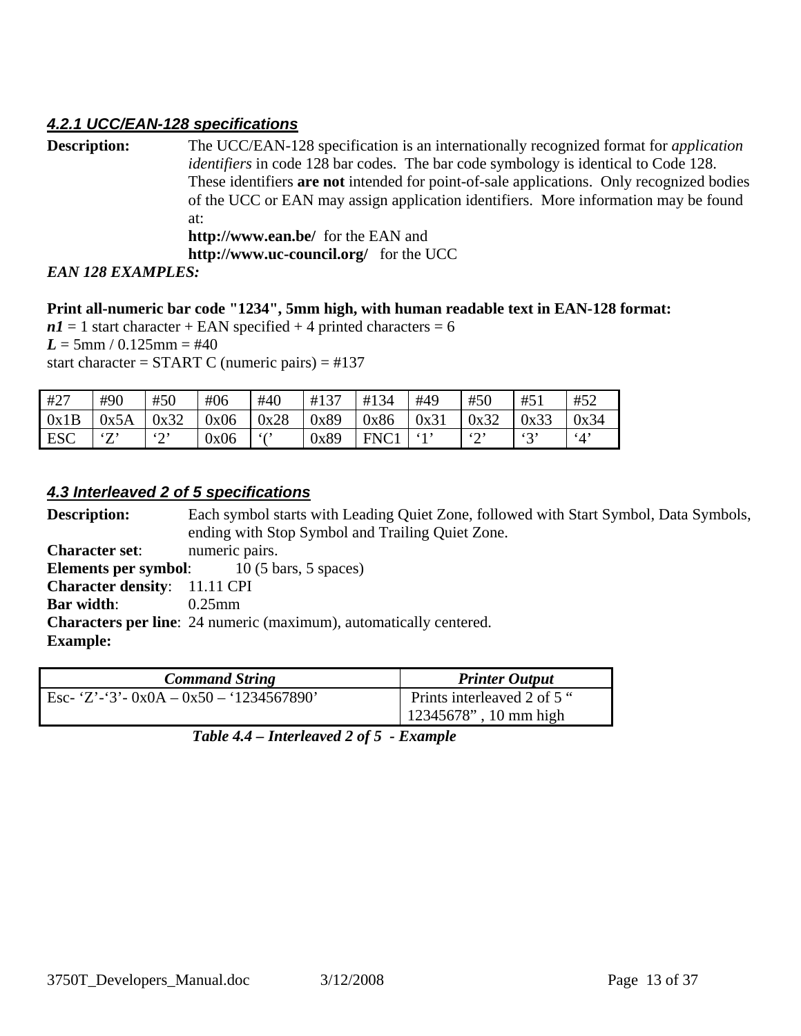### *4.2.1 UCC/EAN-128 specifications*

**Description:** The UCC/EAN-128 specification is an internationally recognized format for *application identifiers* in code 128 bar codes. The bar code symbology is identical to Code 128. These identifiers **are not** intended for point-of-sale applications. Only recognized bodies of the UCC or EAN may assign application identifiers. More information may be found at:
**http://www.ean.be/** for the EAN and
**http://www.uc-council.org/** for the UCC

*EAN 128 EXAMPLES:*

**Print all-numeric bar code "1234", 5mm high, with human readable text in EAN-128 format:**

***n1*** = 1 start character + EAN specified + 4 printed characters = 6
***L*** = 5mm / 0.125mm = #40
start character = START C (numeric pairs) = #137

| #27 | #90 | #50 | #06 | #40 | #137 | #134 | #49 | #50 | #51 | #52 |
|---|---|---|---|---|---|---|---|---|---|---|
| 0x1B | 0x5A | 0x32 | 0x06 | 0x28 | 0x89 | 0x86 | 0x31 | 0x32 | 0x33 | 0x34 |
| ESC | 'Z' | '2' | 0x06 | '(' | 0x89 | FNC1 | '1' | '2' | '3' | '4' |

### *4.3 Interleaved 2 of 5 specifications*

**Description:** Each symbol starts with Leading Quiet Zone, followed with Start Symbol, Data Symbols, ending with Stop Symbol and Trailing Quiet Zone.
**Character set**: numeric pairs.
**Elements per symbol**: 10 (5 bars, 5 spaces)
**Character density**: 11.11 CPI
**Bar width**: 0.25mm
**Characters per line**: 24 numeric (maximum), automatically centered.
**Example:**

| *Command String* | *Printer Output* |
|---|---|
| Esc- 'Z'-'3'- 0x0A – 0x50 – '1234567890' | Prints interleaved 2 of 5 " 12345678" , 10 mm high |

***Table 4.4 – Interleaved 2 of 5 - Example***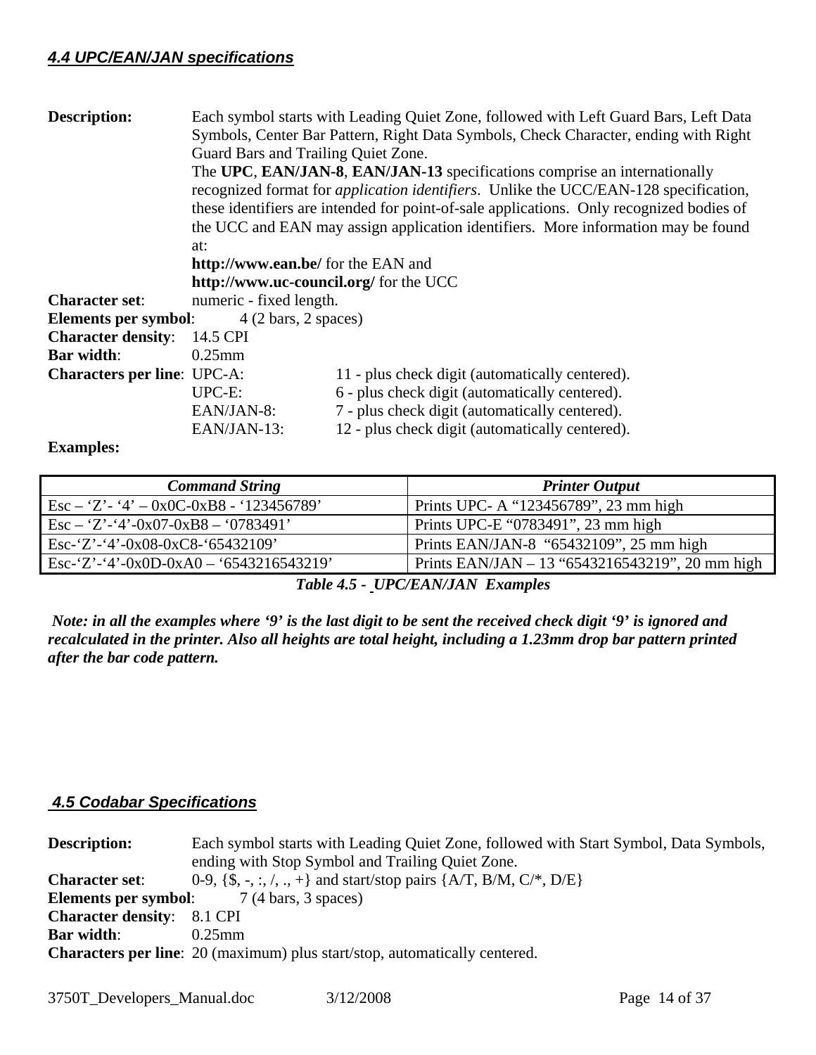## *4.4 UPC/EAN/JAN specifications*

**Description:** Each symbol starts with Leading Quiet Zone, followed with Left Guard Bars, Left Data Symbols, Center Bar Pattern, Right Data Symbols, Check Character, ending with Right Guard Bars and Trailing Quiet Zone.
The **UPC**, **EAN/JAN-8**, **EAN/JAN-13** specifications comprise an internationally recognized format for *application identifiers*. Unlike the UCC/EAN-128 specification, these identifiers are intended for point-of-sale applications. Only recognized bodies of the UCC and EAN may assign application identifiers. More information may be found at:
**http://www.ean.be/** for the EAN and
**http://www.uc-council.org/** for the UCC

**Character set**: numeric - fixed length.
**Elements per symbol**: 4 (2 bars, 2 spaces)
**Character density**: 14.5 CPI
**Bar width**: 0.25mm
**Characters per line**:
- UPC-A: 11 - plus check digit (automatically centered).
- UPC-E: 6 - plus check digit (automatically centered).
- EAN/JAN-8: 7 - plus check digit (automatically centered).
- EAN/JAN-13: 12 - plus check digit (automatically centered).

**Examples:**

| *Command String* | *Printer Output* |
|---|---|
| Esc – 'Z'- '4' – 0x0C-0xB8 - '123456789' | Prints UPC- A "123456789", 23 mm high |
| Esc – 'Z'-'4'-0x07-0xB8 – '0783491' | Prints UPC-E "0783491", 23 mm high |
| Esc-'Z'-'4'-0x08-0xC8-'65432109' | Prints EAN/JAN-8 "65432109", 25 mm high |
| Esc-'Z'-'4'-0x0D-0xA0 – '6543216543219' | Prints EAN/JAN – 13 "6543216543219", 20 mm high |

***Table 4.5 - UPC/EAN/JAN Examples***

***Note: in all the examples where '9' is the last digit to be sent the received check digit '9' is ignored and recalculated in the printer. Also all heights are total height, including a 1.23mm drop bar pattern printed after the bar code pattern.***

## *4.5 Codabar Specifications*

**Description:** Each symbol starts with Leading Quiet Zone, followed with Start Symbol, Data Symbols, ending with Stop Symbol and Trailing Quiet Zone.
**Character set**: 0-9, {$, -, :, /, ., +} and start/stop pairs {A/T, B/M, C/*, D/E}
**Elements per symbol**: 7 (4 bars, 3 spaces)
**Character density**: 8.1 CPI
**Bar width**: 0.25mm
**Characters per line**: 20 (maximum) plus start/stop, automatically centered.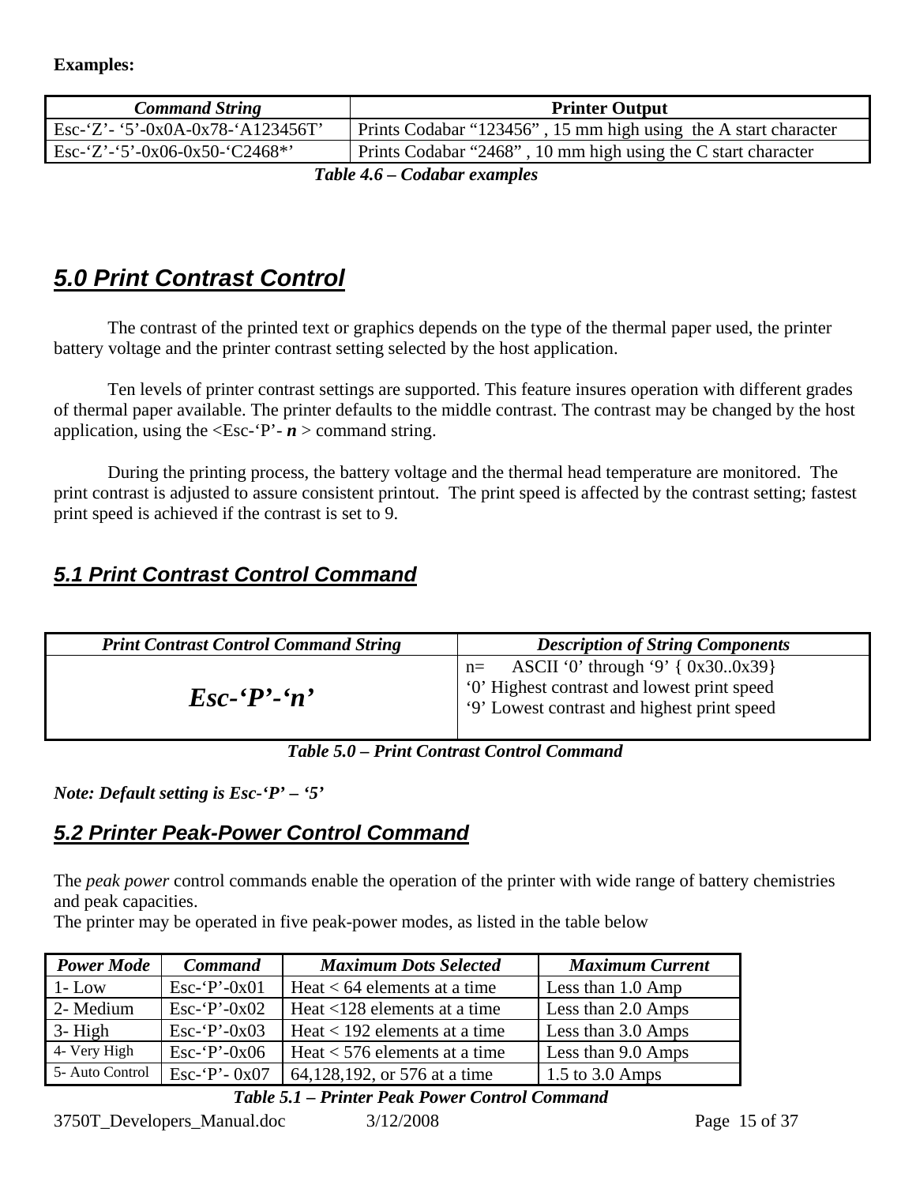**Examples:**

| *Command String* | **Printer Output** |
|---|---|
| Esc-‘Z’- ‘5’-0x0A-0x78-‘A123456T’ | Prints Codabar “123456” , 15 mm high using the A start character |
| Esc-‘Z’-‘5’-0x06-0x50-‘C2468*’ | Prints Codabar “2468” , 10 mm high using the C start character |

***Table 4.6 – Codabar examples***

# *5.0 Print Contrast Control*

The contrast of the printed text or graphics depends on the type of the thermal paper used, the printer battery voltage and the printer contrast setting selected by the host application.

Ten levels of printer contrast settings are supported. This feature insures operation with different grades of thermal paper available. The printer defaults to the middle contrast. The contrast may be changed by the host application, using the <Esc-‘P’- ***n*** > command string.

During the printing process, the battery voltage and the thermal head temperature are monitored. The print contrast is adjusted to assure consistent printout. The print speed is affected by the contrast setting; fastest print speed is achieved if the contrast is set to 9.

## *5.1 Print Contrast Control Command*

| *Print Contrast Control Command String* | *Description of String Components* |
|---|---|
| ***Esc-‘P’-‘n’*** | n= ASCII ‘0’ through ‘9’ { 0x30..0x39}<br>‘0’ Highest contrast and lowest print speed<br>‘9’ Lowest contrast and highest print speed |

***Table 5.0 – Print Contrast Control Command***

***Note: Default setting is Esc-‘P’ – ‘5’***

## *5.2 Printer Peak-Power Control Command*

The *peak power* control commands enable the operation of the printer with wide range of battery chemistries and peak capacities.
The printer may be operated in five peak-power modes, as listed in the table below

| *Power Mode* | *Command* | *Maximum Dots Selected* | *Maximum Current* |
|---|---|---|---|
| 1- Low | Esc-‘P’-0x01 | Heat < 64 elements at a time | Less than 1.0 Amp |
| 2- Medium | Esc-‘P’-0x02 | Heat <128 elements at a time | Less than 2.0 Amps |
| 3- High | Esc-‘P’-0x03 | Heat < 192 elements at a time | Less than 3.0 Amps |
| 4- Very High | Esc-‘P’-0x06 | Heat < 576 elements at a time | Less than 9.0 Amps |
| 5- Auto Control | Esc-‘P’- 0x07 | 64,128,192, or 576 at a time | 1.5 to 3.0 Amps |

***Table 5.1 – Printer Peak Power Control Command***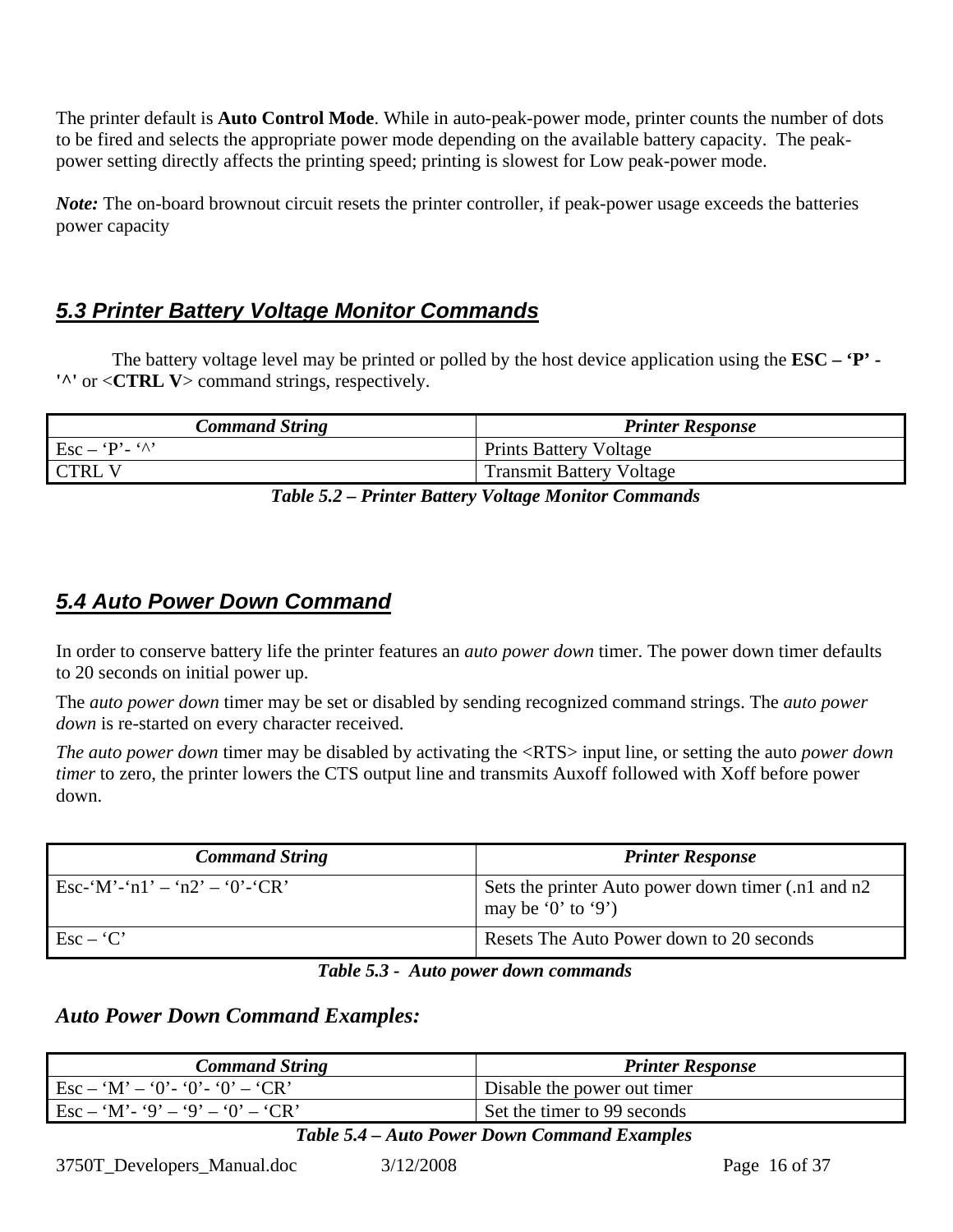The printer default is **Auto Control Mode**. While in auto-peak-power mode, printer counts the number of dots to be fired and selects the appropriate power mode depending on the available battery capacity. The peak-power setting directly affects the printing speed; printing is slowest for Low peak-power mode.

***Note:*** The on-board brownout circuit resets the printer controller, if peak-power usage exceeds the batteries power capacity

## *5.3 Printer Battery Voltage Monitor Commands*

The battery voltage level may be printed or polled by the host device application using the **ESC – ‘P’ - '^'** or <**CTRL V**> command strings, respectively.

| *Command String* | *Printer Response* |
|---|---|
| Esc – ‘P’- ‘^’ | Prints Battery Voltage |
| CTRL V | Transmit Battery Voltage |

***Table 5.2 – Printer Battery Voltage Monitor Commands***

## *5.4 Auto Power Down Command*

In order to conserve battery life the printer features an *auto power down* timer. The power down timer defaults to 20 seconds on initial power up.

The *auto power down* timer may be set or disabled by sending recognized command strings. The *auto power down* is re-started on every character received.

*The auto power down* timer may be disabled by activating the <RTS> input line, or setting the auto *power down timer* to zero, the printer lowers the CTS output line and transmits Auxoff followed with Xoff before power down.

| *Command String* | *Printer Response* |
|---|---|
| Esc-‘M’-‘n1’ – ‘n2’ – ‘0’-‘CR’ | Sets the printer Auto power down timer (.n1 and n2 may be ‘0’ to ‘9’) |
| Esc – ‘C’ | Resets The Auto Power down to 20 seconds |

***Table 5.3 - Auto power down commands***

### *Auto Power Down Command Examples:*

| *Command String* | *Printer Response* |
|---|---|
| Esc – ‘M’ – ‘0’- ‘0’- ‘0’ – ‘CR’ | Disable the power out timer |
| Esc – ‘M’- ‘9’ – ‘9’ – ‘0’ – ‘CR’ | Set the timer to 99 seconds |

***Table 5.4 – Auto Power Down Command Examples***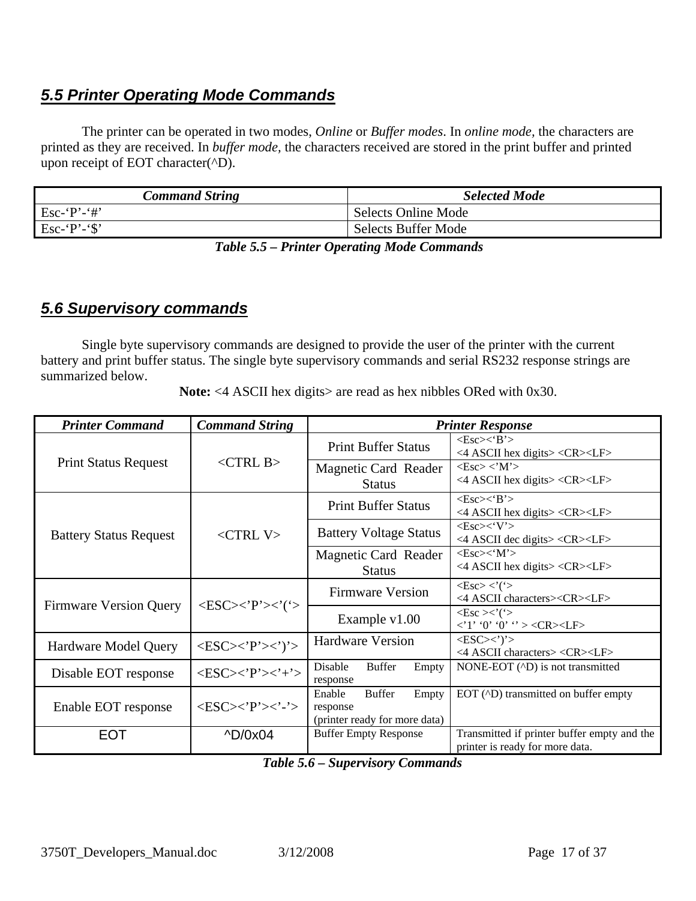## *5.5 Printer Operating Mode Commands*

The printer can be operated in two modes, *Online* or *Buffer modes*. In *online mode*, the characters are printed as they are received. In *buffer mode*, the characters received are stored in the print buffer and printed upon receipt of EOT character(^D).

| *Command String* | *Selected Mode* |
|---|---|
| Esc-‘P’-‘#’ | Selects Online Mode |
| Esc-‘P’-‘$’ | Selects Buffer Mode |

***Table 5.5 – Printer Operating Mode Commands***

## *5.6 Supervisory commands*

Single byte supervisory commands are designed to provide the user of the printer with the current battery and print buffer status. The single byte supervisory commands and serial RS232 response strings are summarized below.

**Note:** <4 ASCII hex digits> are read as hex nibbles ORed with 0x30.

| *Printer Command* | *Command String* | *Printer Response* | |
|---|---|---|---|
| Print Status Request | <CTRL B> | Print Buffer Status | <Esc><‘B’> <4 ASCII hex digits> <CR><LF> |
| | | Magnetic Card Reader Status | <Esc> <’M’> <4 ASCII hex digits> <CR><LF> |
| Battery Status Request | <CTRL V> | Print Buffer Status | <Esc><‘B’> <4 ASCII hex digits> <CR><LF> |
| | | Battery Voltage Status | <Esc><‘V’> <4 ASCII dec digits> <CR><LF> |
| | | Magnetic Card Reader Status | <Esc><‘M’> <4 ASCII hex digits> <CR><LF> |
| Firmware Version Query | <ESC><’P’><’(‘> | Firmware Version | <Esc> <’(‘> <4 ASCII characters><CR><LF> |
| | | Example v1.00 | <Esc ><’(‘> <’1’ ‘0’ ‘0’ ‘’ > <CR><LF> |
| Hardware Model Query | <ESC><’P’><’)’> | Hardware Version | <ESC><’)’> <4 ASCII characters> <CR><LF> |
| Disable EOT response | <ESC><’P’><’+’> | Disable Buffer Empty response | NONE-EOT (^D) is not transmitted |
| Enable EOT response | <ESC><’P’><’-’> | Enable Buffer Empty response (printer ready for more data) | EOT (^D) transmitted on buffer empty |
| EOT | ^D/0x04 | Buffer Empty Response | Transmitted if printer buffer empty and the printer is ready for more data. |

***Table 5.6 – Supervisory Commands***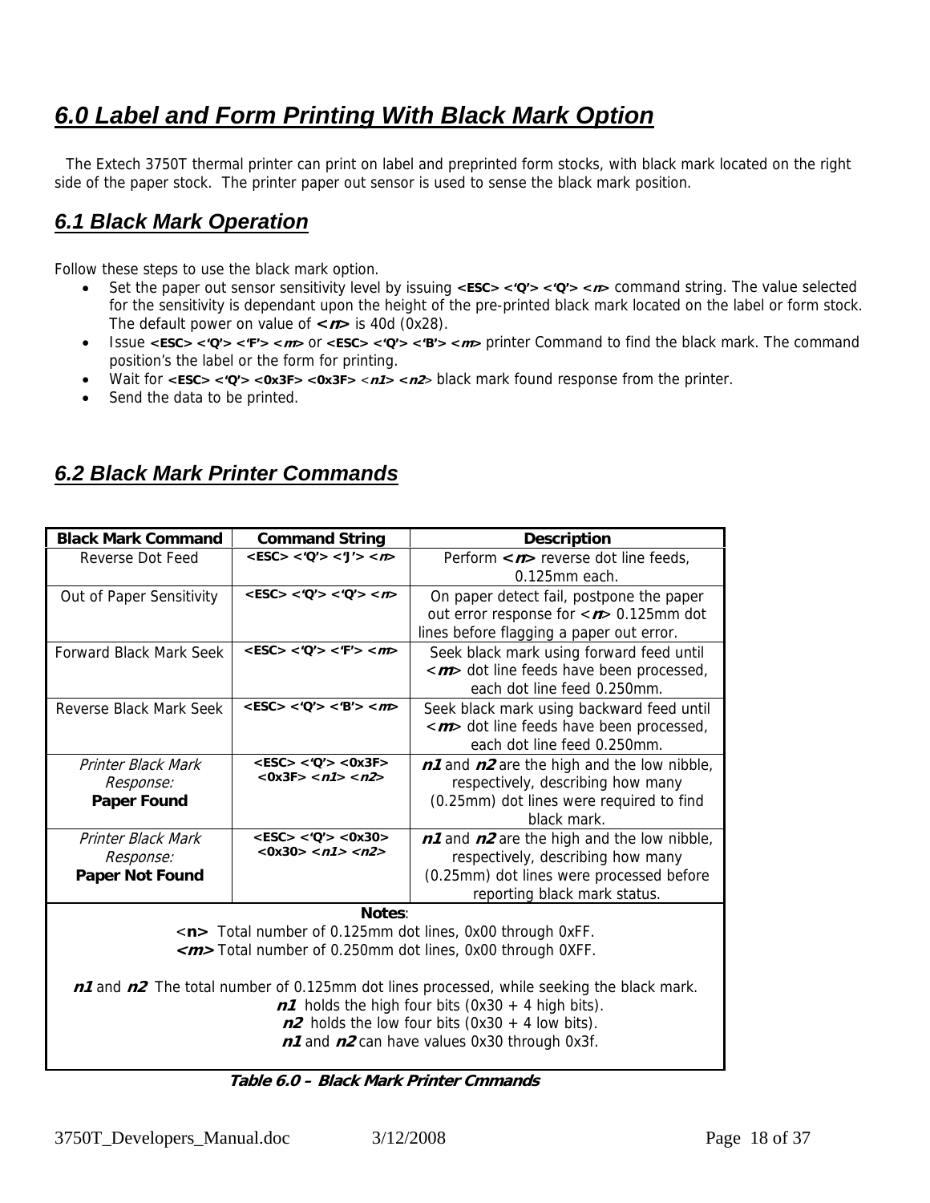# 6.0 Label and Form Printing With Black Mark Option

The Extech 3750T thermal printer can print on label and preprinted form stocks, with black mark located on the right side of the paper stock. The printer paper out sensor is used to sense the black mark position.

## 6.1 Black Mark Operation

Follow these steps to use the black mark option.

- Set the paper out sensor sensitivity level by issuing **<ESC> <'Q'> <'Q'> <*n*>** command string. The value selected for the sensitivity is dependant upon the height of the pre-printed black mark located on the label or form stock. The default power on value of **<*n*>** is 40d (0x28).
- Issue **<ESC> <'Q'> <'F'> <*m*>** or **<ESC> <'Q'> <'B'> <*m*>** printer Command to find the black mark. The command position's the label or the form for printing.
- Wait for **<ESC> <'Q'> <0x3F> <0x3F>** <***n1***> <***n2***> black mark found response from the printer.
- Send the data to be printed.

## 6.2 Black Mark Printer Commands

| Black Mark Command | Command String | Description |
|---|---|---|
| Reverse Dot Feed | **<ESC> <'Q'> <'J'> <*n*>** | Perform **<*n*>** reverse dot line feeds, 0.125mm each. |
| Out of Paper Sensitivity | **<ESC> <'Q'> <'Q'> <*n*>** | On paper detect fail, postpone the paper out error response for <***n***> 0.125mm dot lines before flagging a paper out error. |
| Forward Black Mark Seek | **<ESC> <'Q'> <'F'> <*m*>** | Seek black mark using forward feed until <***m***> dot line feeds have been processed, each dot line feed 0.250mm. |
| Reverse Black Mark Seek | **<ESC> <'Q'> <'B'> <*m*>** | Seek black mark using backward feed until <***m***> dot line feeds have been processed, each dot line feed 0.250mm. |
| *Printer Black Mark Response:* **Paper Found** | **<ESC> <'Q'> <0x3F> <0x3F> <*n1*> <*n2*>** | ***n1*** and ***n2*** are the high and the low nibble, respectively, describing how many (0.25mm) dot lines were required to find black mark. |
| *Printer Black Mark Response:* **Paper Not Found** | **<ESC> <'Q'> <0x30> <0x30> <*n1*> <*n2*>** | ***n1*** and ***n2*** are the high and the low nibble, respectively, describing how many (0.25mm) dot lines were processed before reporting black mark status. |

**Notes**:
<**n**> Total number of 0.125mm dot lines, 0x00 through 0xFF.
<***m***> Total number of 0.250mm dot lines, 0x00 through 0XFF.

***n1*** and ***n2*** The total number of 0.125mm dot lines processed, while seeking the black mark.
***n1*** holds the high four bits (0x30 + 4 high bits).
***n2*** holds the low four bits (0x30 + 4 low bits).
***n1*** and ***n2*** can have values 0x30 through 0x3f.

***Table 6.0 – Black Mark Printer Cmmands***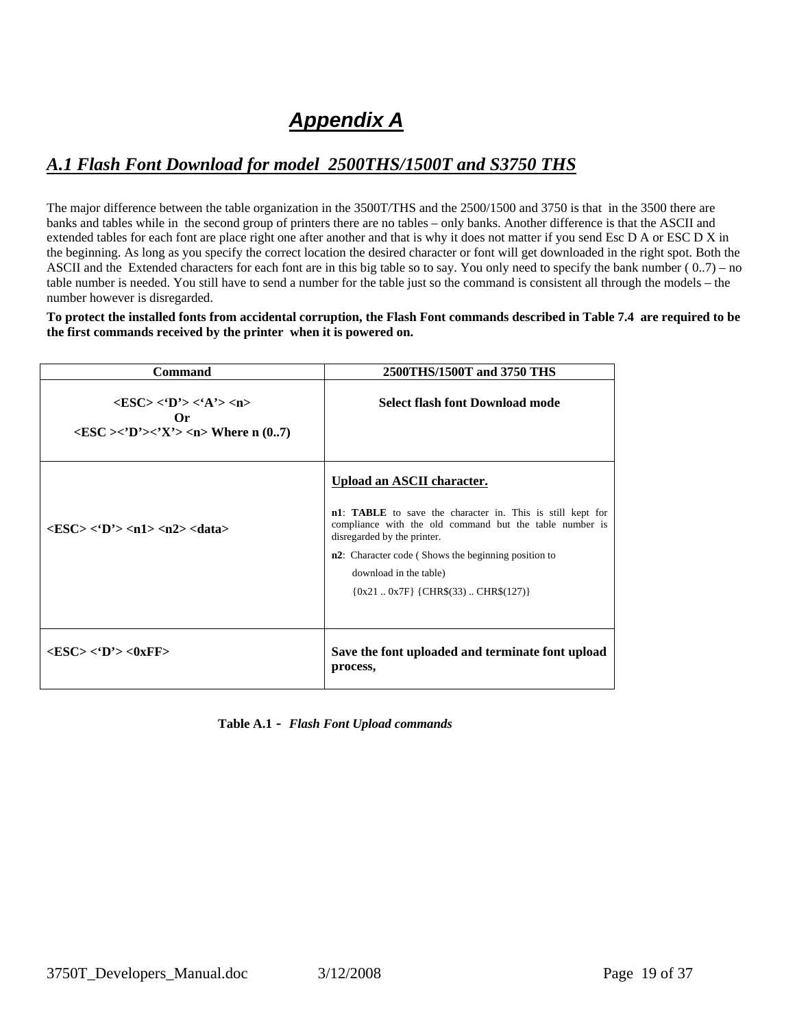# *Appendix A*

## *A.1 Flash Font Download for model 2500THS/1500T and S3750 THS*

The major difference between the table organization in the 3500T/THS and the 2500/1500 and 3750 is that in the 3500 there are banks and tables while in the second group of printers there are no tables – only banks. Another difference is that the ASCII and extended tables for each font are place right one after another and that is why it does not matter if you send Esc D A or ESC D X in the beginning. As long as you specify the correct location the desired character or font will get downloaded in the right spot. Both the ASCII and the Extended characters for each font are in this big table so to say. You only need to specify the bank number ( 0..7) – no table number is needed. You still have to send a number for the table just so the command is consistent all through the models – the number however is disregarded.

**To protect the installed fonts from accidental corruption, the Flash Font commands described in Table 7.4 are required to be the first commands received by the printer when it is powered on.**

| Command | 2500THS/1500T and 3750 THS |
|---|---|
| **<ESC> <'D'> <'A'> <n>**<br>**Or**<br>**<ESC ><'D'><'X'> <n> Where n (0..7)** | **Select flash font Download mode** |
| **<ESC> <'D'> <n1> <n2> <data>** | **Upload an ASCII character.**<br><br>**n1**: **TABLE** to save the character in. This is still kept for compliance with the old command but the table number is disregarded by the printer.<br>**n2**: Character code ( Shows the beginning position to download in the table)<br>{0x21 .. 0x7F} {CHR$(33) .. CHR$(127)} |
| **<ESC> <'D'> <0xFF>** | **Save the font uploaded and terminate font upload process,** |

**Table A.1 -** ***Flash Font Upload commands***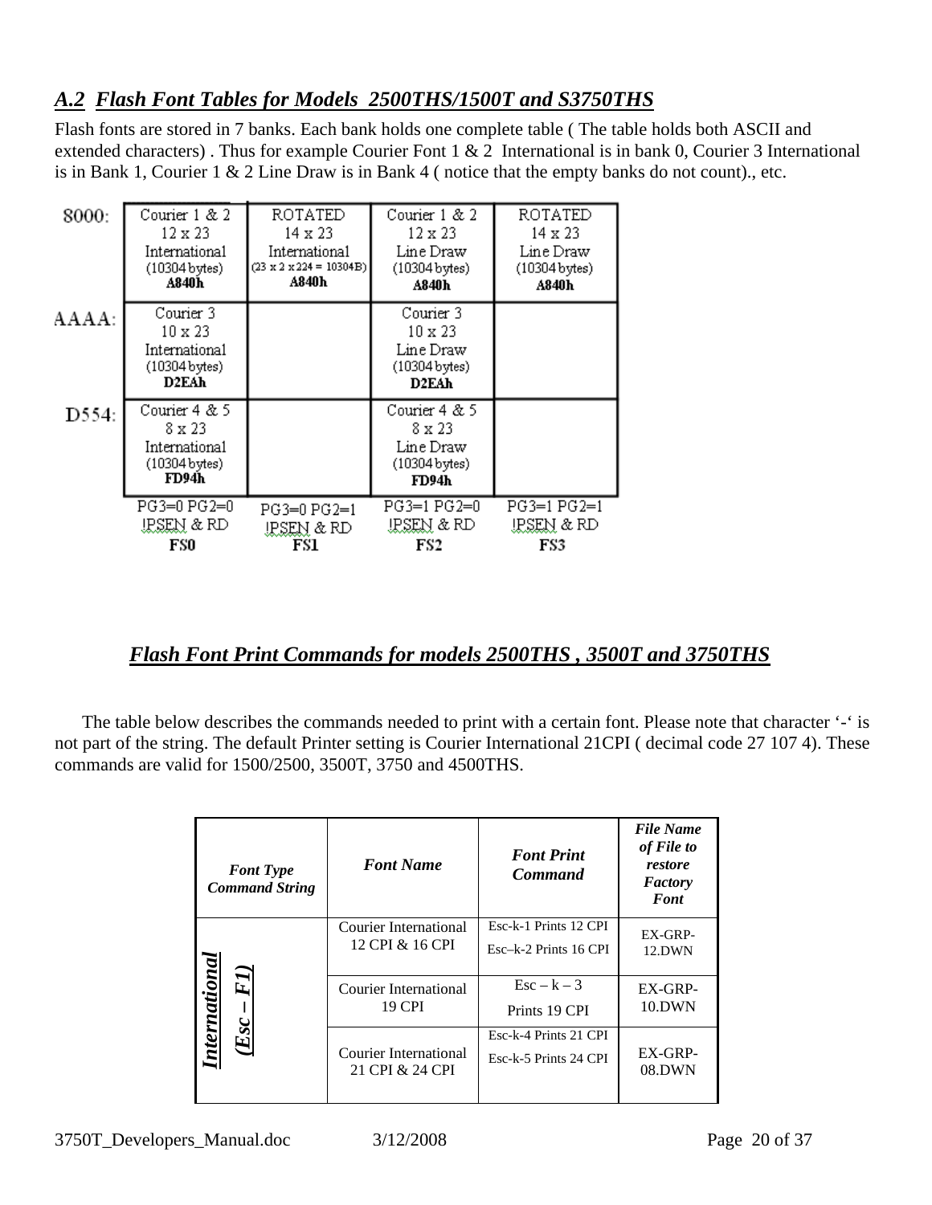## *A.2 Flash Font Tables for Models 2500THS/1500T and S3750THS*

Flash fonts are stored in 7 banks. Each bank holds one complete table ( The table holds both ASCII and extended characters) . Thus for example Courier Font 1 & 2 International is in bank 0, Courier 3 International is in Bank 1, Courier 1 & 2 Line Draw is in Bank 4 ( notice that the empty banks do not count)., etc.

| | | | | |
|---|---|---|---|---|
| 8000: | Courier 1 & 2<br>12 x 23<br>International<br>(10304 bytes)<br>**A840h** | ROTATED<br>14 x 23<br>International<br>(23 x 2 x 224 = 10304B)<br>**A840h** | Courier 1 & 2<br>12 x 23<br>Line Draw<br>(10304 bytes)<br>**A840h** | ROTATED<br>14 x 23<br>Line Draw<br>(10304 bytes)<br>**A840h** |
| AAAA: | Courier 3<br>10 x 23<br>International<br>(10304 bytes)<br>**D2EAh** | | Courier 3<br>10 x 23<br>Line Draw<br>(10304 bytes)<br>**D2EAh** | |
| D554: | Courier 4 & 5<br>8 x 23<br>International<br>(10304 bytes)<br>**FD94h** | | Courier 4 & 5<br>8 x 23<br>Line Draw<br>(10304 bytes)<br>**FD94h** | |
| | PG3=0 PG2=0<br>!PSEN & RD<br>**FS0** | PG3=0 PG2=1<br>!PSEN & RD<br>**FS1** | PG3=1 PG2=0<br>!PSEN & RD<br>**FS2** | PG3=1 PG2=1<br>!PSEN & RD<br>**FS3** |

## *Flash Font Print Commands for models 2500THS , 3500T and 3750THS*

The table below describes the commands needed to print with a certain font. Please note that character '-' is not part of the string. The default Printer setting is Courier International 21CPI ( decimal code 27 107 4). These commands are valid for 1500/2500, 3500T, 3750 and 4500THS.

| *Font Type Command String* | *Font Name* | *Font Print Command* | *File Name of File to restore Factory Font* |
|---|---|---|---|
| ***International (Esc – F1)*** | Courier International 12 CPI & 16 CPI | Esc-k-1 Prints 12 CPI<br>Esc–k-2 Prints 16 CPI | EX-GRP-12.DWN |
| | Courier International 19 CPI | Esc – k – 3<br>Prints 19 CPI | EX-GRP-10.DWN |
| | Courier International 21 CPI & 24 CPI | Esc-k-4 Prints 21 CPI<br>Esc-k-5 Prints 24 CPI | EX-GRP-08.DWN |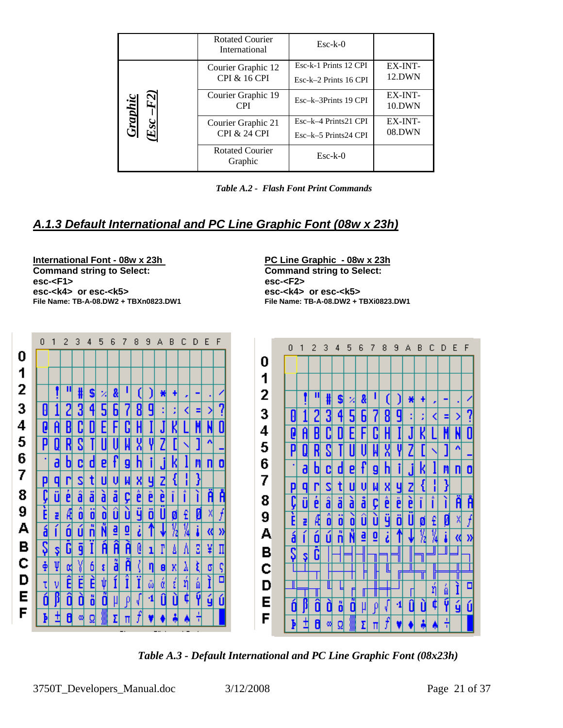| | | | |
|---|---|---|---|
| | Rotated Courier International | Esc-k-0 | |
| ***Graphic (Esc –F2)*** | Courier Graphic 12 CPI & 16 CPI | Esc-k-1 Prints 12 CPI<br>Esc-k–2 Prints 16 CPI | EX-INT-12.DWN |
| | Courier Graphic 19 CPI | Esc–k–3Prints 19 CPI | EX-INT-10.DWN |
| | Courier Graphic 21 CPI & 24 CPI | Esc–k–4 Prints21 CPI<br>Esc–k–5 Prints24 CPI | EX-INT-08.DWN |
| | Rotated Courier Graphic | Esc-k-0 | |

***Table A.2 - Flash Font Print Commands***

## *A.1.3 Default International and PC Line Graphic Font (08w x 23h)*

**International Font - 08w x 23h**
**Command string to Select:**
**esc-<F1>**
**esc-<k4> or esc-<k5>**
**File Name: TB-A-08.DW2 + TBXn0823.DW1**

**PC Line Graphic - 08w x 23h**
**Command string to Select:**
**esc-<F2>**
**esc-<k4> or esc-<k5>**
**File Name: TB-A-08.DW2 + TBXi0823.DW1**

***Table A.3 - Default International and PC Line Graphic Font (08x23h)***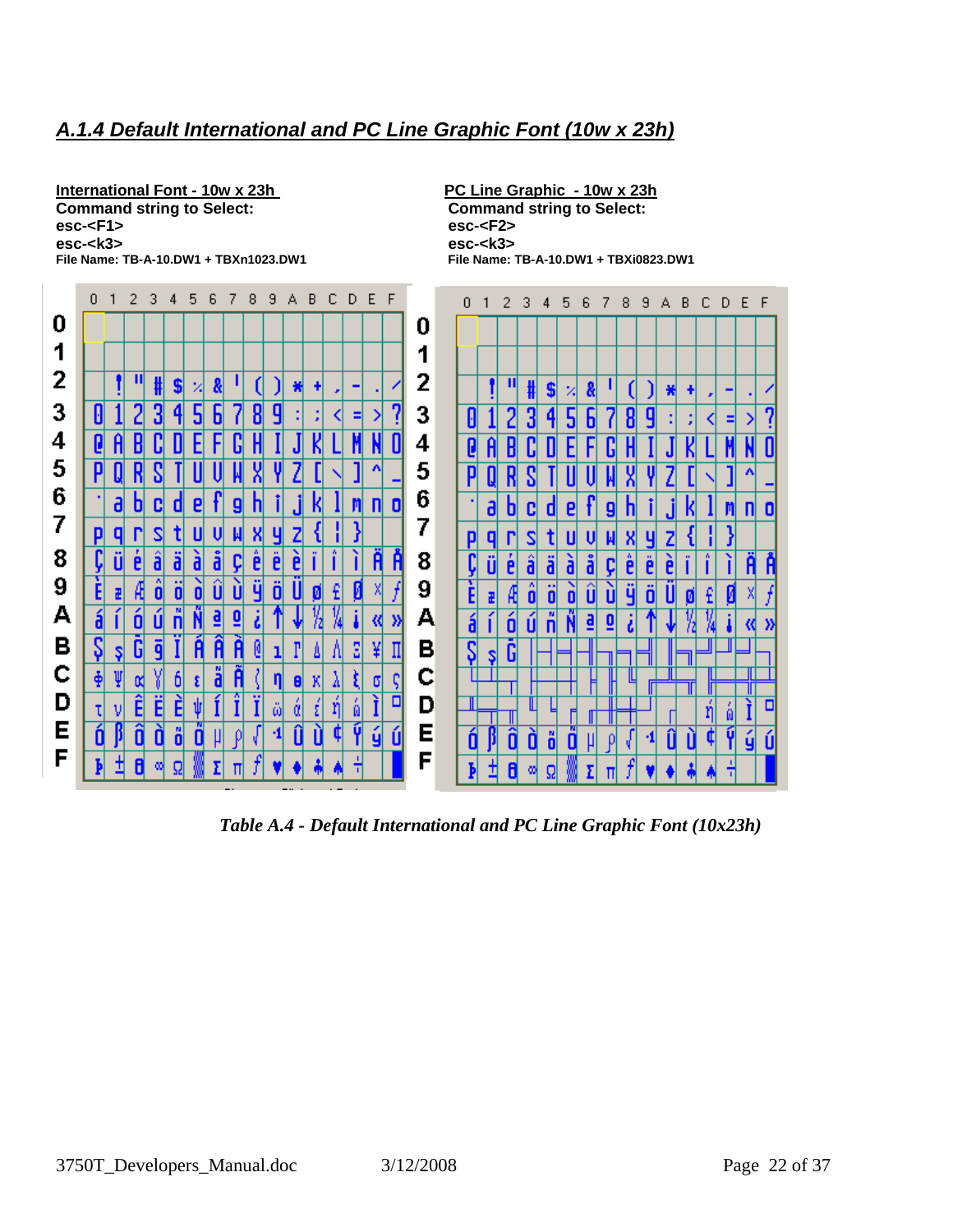## *A.1.4 Default International and PC Line Graphic Font (10w x 23h)*

**International Font - 10w x 23h**
**Command string to Select:**
**esc-<F1>**
**esc-<k3>**
**File Name: TB-A-10.DW1 + TBXn1023.DW1**

**PC Line Graphic - 10w x 23h**
**Command string to Select:**
**esc-<F2>**
**esc-<k3>**
**File Name: TB-A-10.DW1 + TBXi0823.DW1**

*Table A.4 - Default International and PC Line Graphic Font (10x23h)*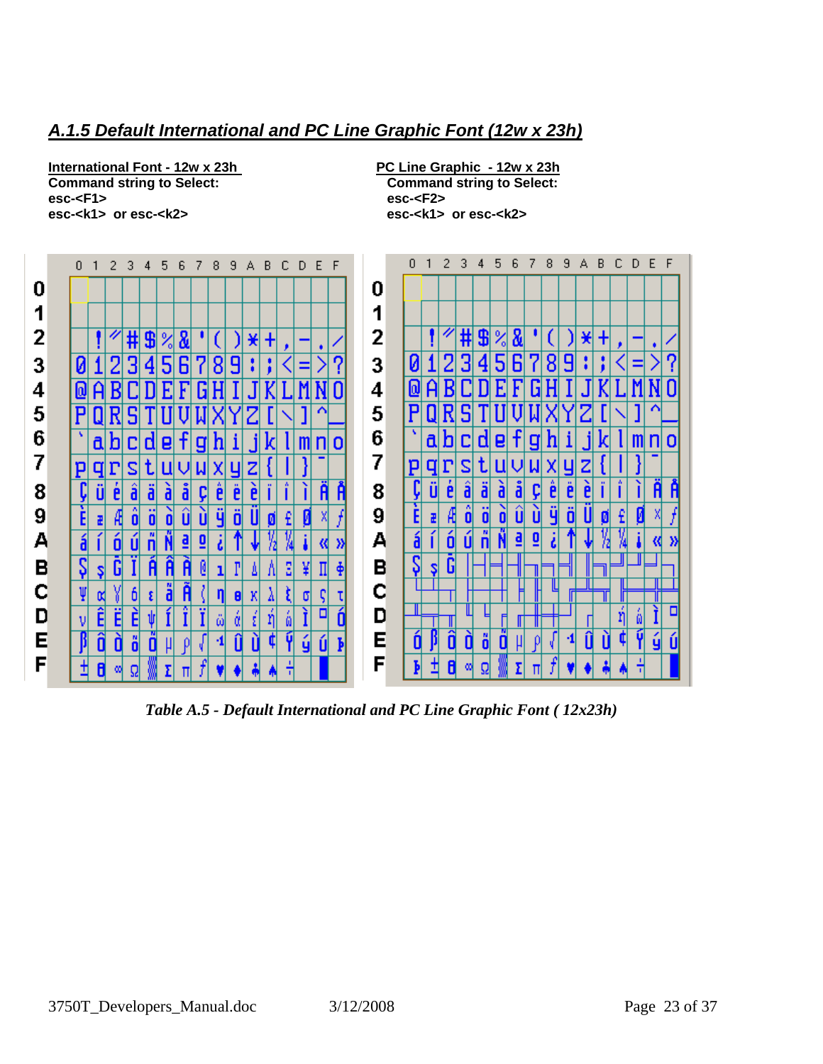## *A.1.5 Default International and PC Line Graphic Font (12w x 23h)*

**International Font - 12w x 23h**
**Command string to Select:**
**esc-<F1>**
**esc-<k1> or esc-<k2>**

**PC Line Graphic - 12w x 23h**
**Command string to Select:**
**esc-<F2>**
**esc-<k1> or esc-<k2>**

*Table A.5 - Default International and PC Line Graphic Font ( 12x23h)*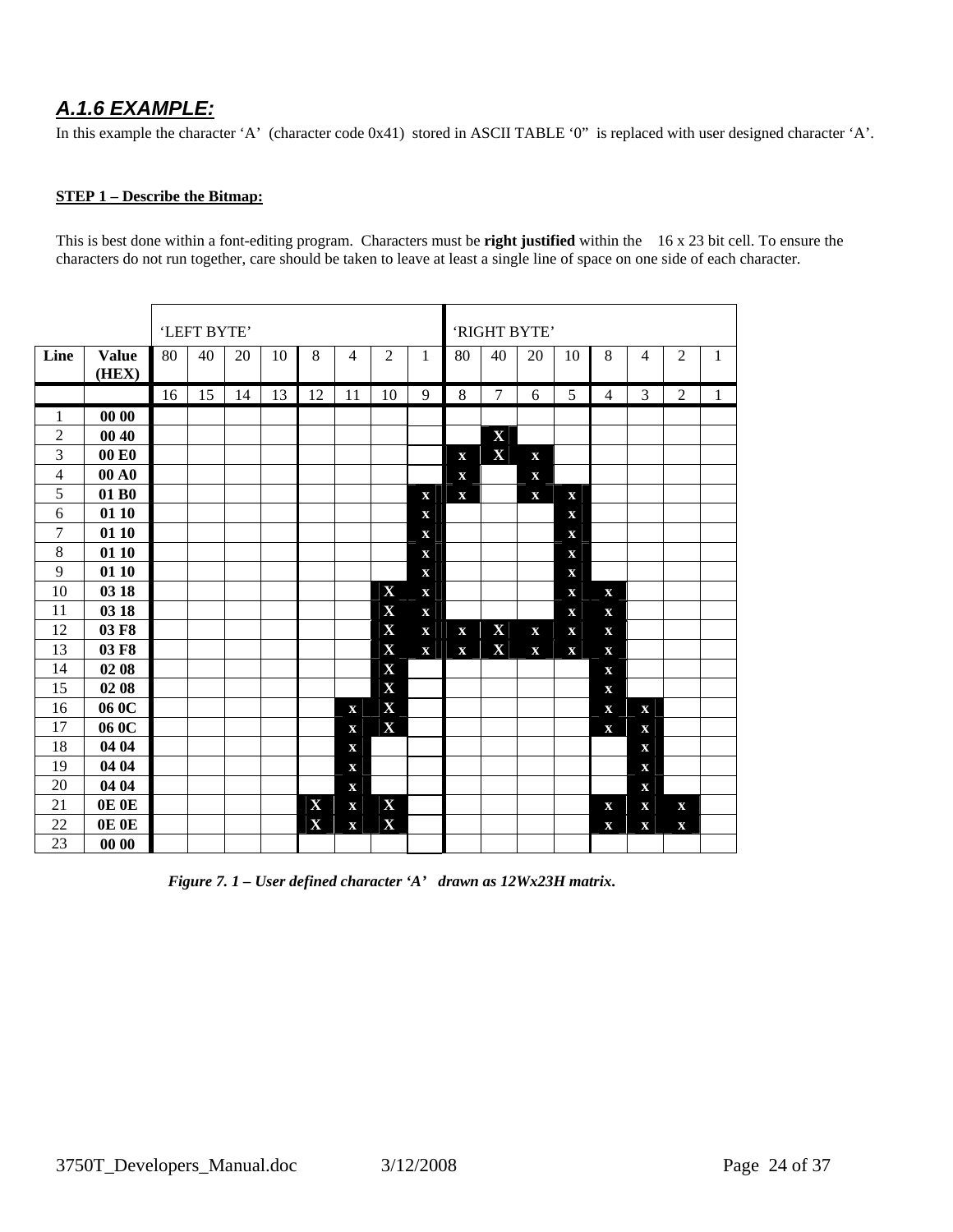## *A.1.6 EXAMPLE:*

In this example the character 'A' (character code 0x41) stored in ASCII TABLE '0" is replaced with user designed character 'A'.

**STEP 1 – Describe the Bitmap:**

This is best done within a font-editing program. Characters must be **right justified** within the 16 x 23 bit cell. To ensure the characters do not run together, care should be taken to leave at least a single line of space on one side of each character.

| | | 'LEFT BYTE' | | | | | | | | 'RIGHT BYTE' | | | | | | | |
|---|---|---|---|---|---|---|---|---|---|---|---|---|---|---|---|---|---|
| **Line** | **Value (HEX)** | 80 | 40 | 20 | 10 | 8 | 4 | 2 | 1 | 80 | 40 | 20 | 10 | 8 | 4 | 2 | 1 |
| | | 16 | 15 | 14 | 13 | 12 | 11 | 10 | 9 | 8 | 7 | 6 | 5 | 4 | 3 | 2 | 1 |
| 1 | **00 00** | | | | | | | | | | | | | | | | |
| 2 | **00 40** | | | | | | | | | | X | | | | | | |
| 3 | **00 E0** | | | | | | | | | x | X | x | | | | | |
| 4 | **00 A0** | | | | | | | | | x | | x | | | | | |
| 5 | **01 B0** | | | | | | | | x | x | | x | x | | | | |
| 6 | **01 10** | | | | | | | | x | | | | x | | | | |
| 7 | **01 10** | | | | | | | | x | | | | x | | | | |
| 8 | **01 10** | | | | | | | | x | | | | x | | | | |
| 9 | **01 10** | | | | | | | | x | | | | x | | | | |
| 10 | **03 18** | | | | | | | X | x | | | | x | x | | | |
| 11 | **03 18** | | | | | | | X | x | | | | x | x | | | |
| 12 | **03 F8** | | | | | | | X | x | x | X | x | x | x | | | |
| 13 | **03 F8** | | | | | | | X | x | x | X | x | x | x | | | |
| 14 | **02 08** | | | | | | | X | | | | | | x | | | |
| 15 | **02 08** | | | | | | | X | | | | | | x | | | |
| 16 | **06 0C** | | | | | | x | X | | | | | | x | x | | |
| 17 | **06 0C** | | | | | | x | X | | | | | | x | x | | |
| 18 | **04 04** | | | | | | x | | | | | | | | x | | |
| 19 | **04 04** | | | | | | x | | | | | | | | x | | |
| 20 | **04 04** | | | | | | x | | | | | | | | x | | |
| 21 | **0E 0E** | | | | | X | x | X | | | | | | x | x | x | |
| 22 | **0E 0E** | | | | | X | x | X | | | | | | x | x | x | |
| 23 | **00 00** | | | | | | | | | | | | | | | | |

***Figure 7. 1 – User defined character 'A' drawn as 12Wx23H matrix.***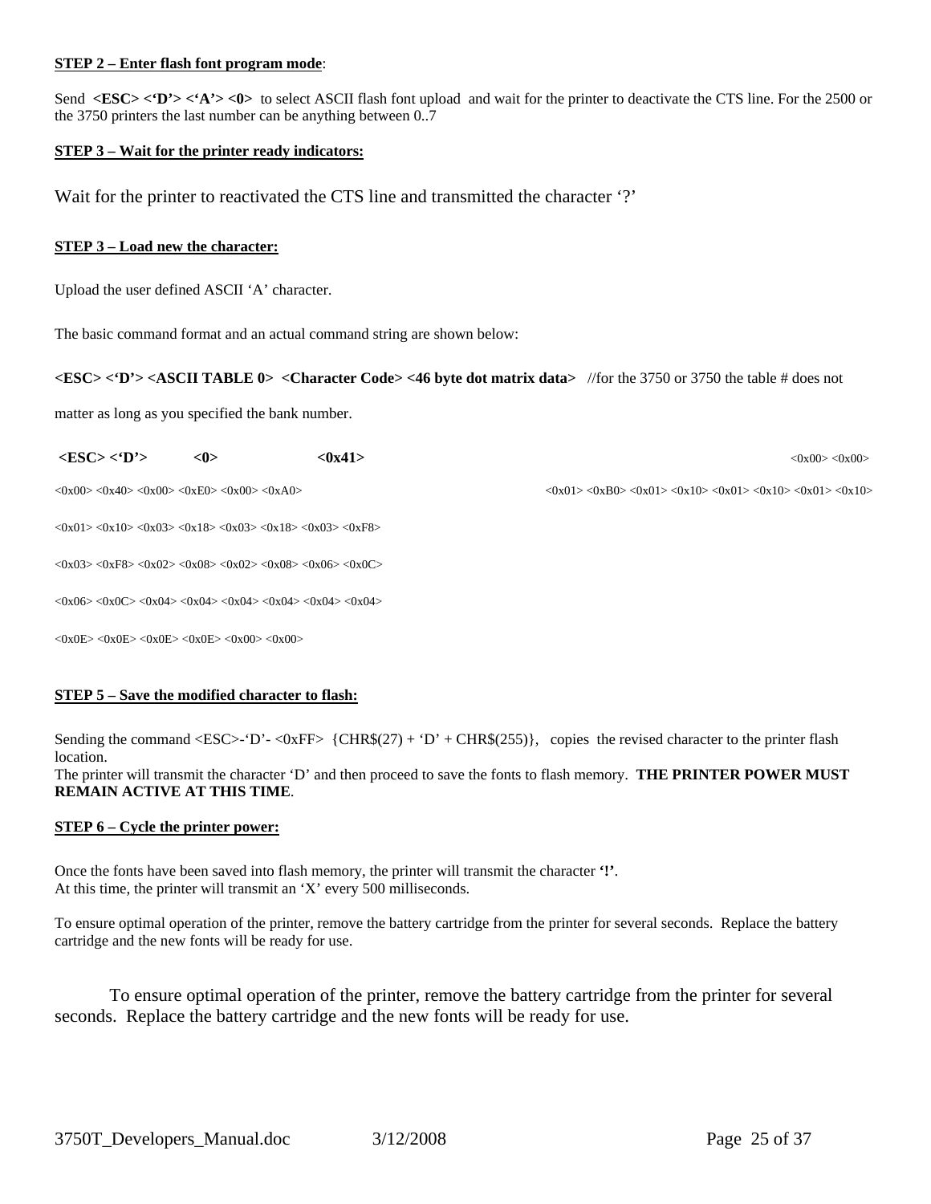**STEP 2 – Enter flash font program mode**:

Send **<ESC> <'D'> <'A'> <0>** to select ASCII flash font upload and wait for the printer to deactivate the CTS line. For the 2500 or the 3750 printers the last number can be anything between 0..7

**STEP 3 – Wait for the printer ready indicators:**

Wait for the printer to reactivated the CTS line and transmitted the character '?'

**STEP 3 – Load new the character:**

Upload the user defined ASCII 'A' character.

The basic command format and an actual command string are shown below:

**<ESC> <'D'> <ASCII TABLE 0> <Character Code> <46 byte dot matrix data>** //for the 3750 or 3750 the table # does not matter as long as you specified the bank number.

**<ESC> <'D'> <0> <0x41>** <0x00> <0x00>

<0x00> <0x40> <0x00> <0xE0> <0x00> <0xA0> <0x01> <0xB0> <0x01> <0x10> <0x01> <0x10> <0x01> <0x10>

<0x01> <0x10> <0x03> <0x18> <0x03> <0x18> <0x03> <0xF8>

<0x03> <0xF8> <0x02> <0x08> <0x02> <0x08> <0x06> <0x0C>

<0x06> <0x0C> <0x04> <0x04> <0x04> <0x04> <0x04> <0x04>

<0x0E> <0x0E> <0x0E> <0x0E> <0x00> <0x00>

**STEP 5 – Save the modified character to flash:**

Sending the command <ESC>-'D'- <0xFF> {CHR$(27) + 'D' + CHR$(255)}, copies the revised character to the printer flash location.
The printer will transmit the character 'D' and then proceed to save the fonts to flash memory. **THE PRINTER POWER MUST REMAIN ACTIVE AT THIS TIME**.

**STEP 6 – Cycle the printer power:**

Once the fonts have been saved into flash memory, the printer will transmit the character **'!'**.
At this time, the printer will transmit an 'X' every 500 milliseconds.

To ensure optimal operation of the printer, remove the battery cartridge from the printer for several seconds. Replace the battery cartridge and the new fonts will be ready for use.

To ensure optimal operation of the printer, remove the battery cartridge from the printer for several seconds. Replace the battery cartridge and the new fonts will be ready for use.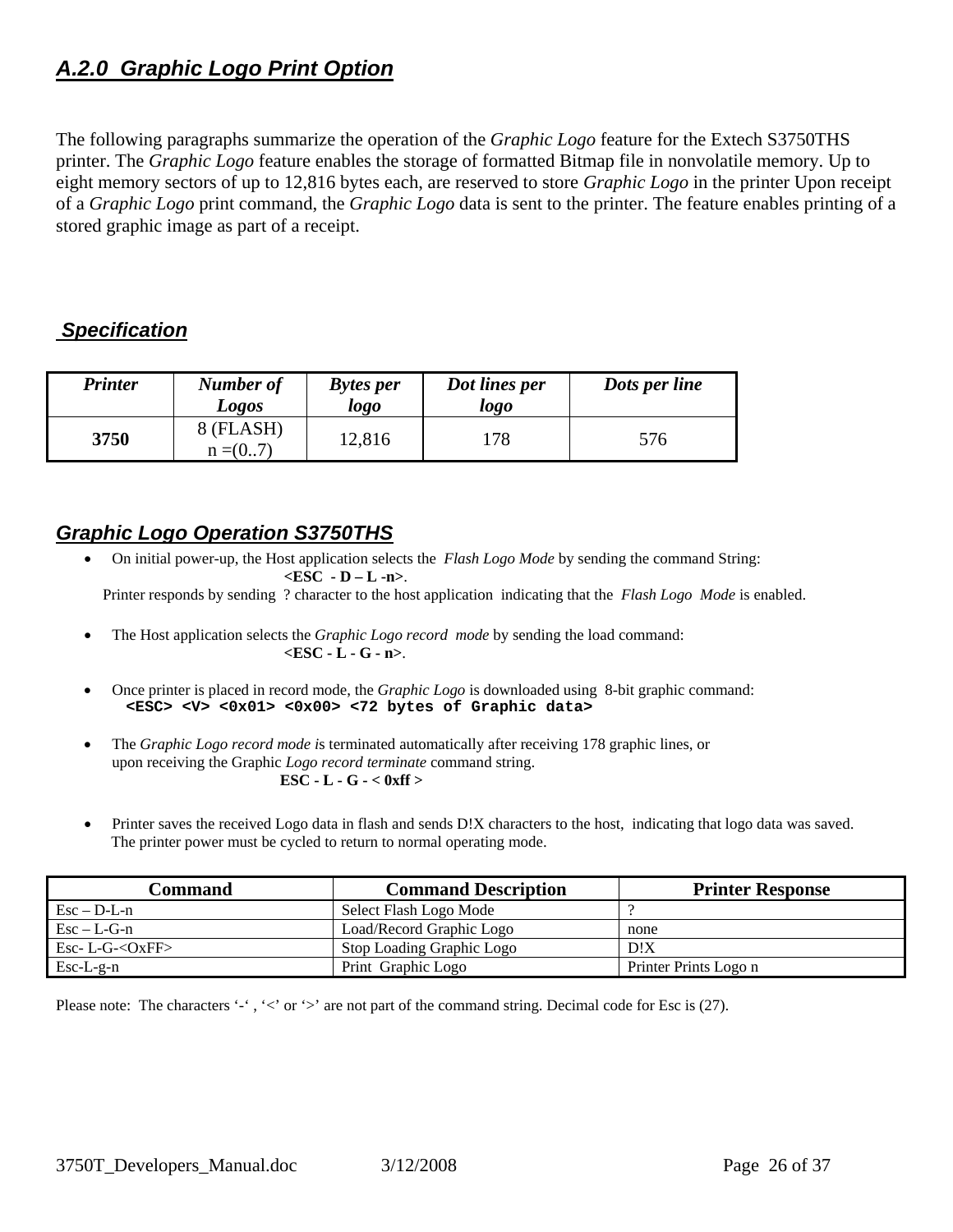## *A.2.0 Graphic Logo Print Option*

The following paragraphs summarize the operation of the *Graphic Logo* feature for the Extech S3750THS printer. The *Graphic Logo* feature enables the storage of formatted Bitmap file in nonvolatile memory. Up to eight memory sectors of up to 12,816 bytes each, are reserved to store *Graphic Logo* in the printer Upon receipt of a *Graphic Logo* print command, the *Graphic Logo* data is sent to the printer. The feature enables printing of a stored graphic image as part of a receipt.

### *Specification*

| *Printer* | *Number of Logos* | *Bytes per logo* | *Dot lines per logo* | *Dots per line* |
|---|---|---|---|---|
| **3750** | 8 (FLASH) n =(0..7) | 12,816 | 178 | 576 |

### *Graphic Logo Operation S3750THS*

- On initial power-up, the Host application selects the *Flash Logo Mode* by sending the command String:
  **<ESC - D – L -n>**.
  Printer responds by sending ? character to the host application indicating that the *Flash Logo Mode* is enabled.

- The Host application selects the *Graphic Logo record mode* by sending the load command:
  **<ESC - L - G - n>**.

- Once printer is placed in record mode, the *Graphic Logo* is downloaded using 8-bit graphic command:
  **`<ESC> <V> <0x01> <0x00> <72 bytes of Graphic data>`**

- The *Graphic Logo record mode i*s terminated automatically after receiving 178 graphic lines, or upon receiving the Graphic *Logo record terminate* command string.
  **ESC - L - G - < 0xff >**

- Printer saves the received Logo data in flash and sends D!X characters to the host, indicating that logo data was saved. The printer power must be cycled to return to normal operating mode.

| Command | Command Description | Printer Response |
|---|---|---|
| Esc – D-L-n | Select Flash Logo Mode | ? |
| Esc – L-G-n | Load/Record Graphic Logo | none |
| Esc- L-G-<OxFF> | Stop Loading Graphic Logo | D!X |
| Esc-L-g-n | Print Graphic Logo | Printer Prints Logo n |

Please note: The characters '-' , '<' or '>' are not part of the command string. Decimal code for Esc is (27).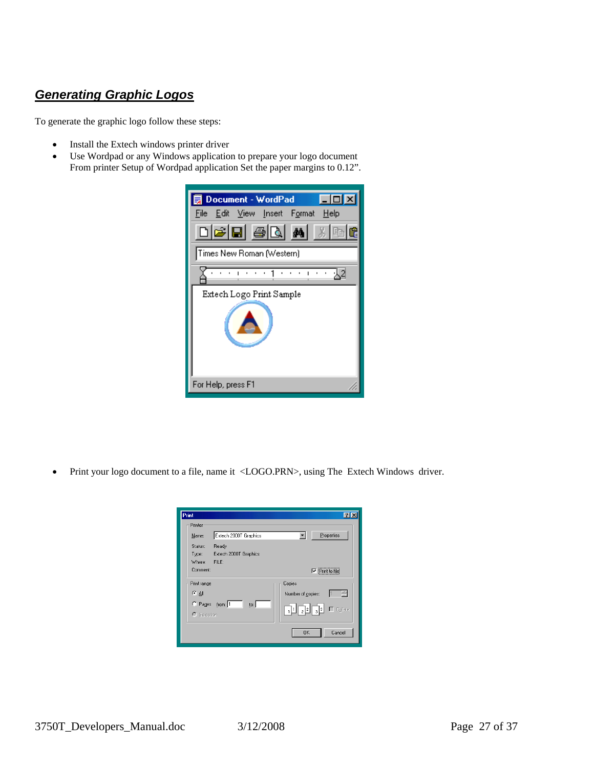## ***Generating Graphic Logos***

To generate the graphic logo follow these steps:

- Install the Extech windows printer driver
- Use Wordpad or any Windows application to prepare your logo document
  From printer Setup of Wordpad application Set the paper margins to 0.12".

- Print your logo document to a file, name it <LOGO.PRN>, using The Extech Windows driver.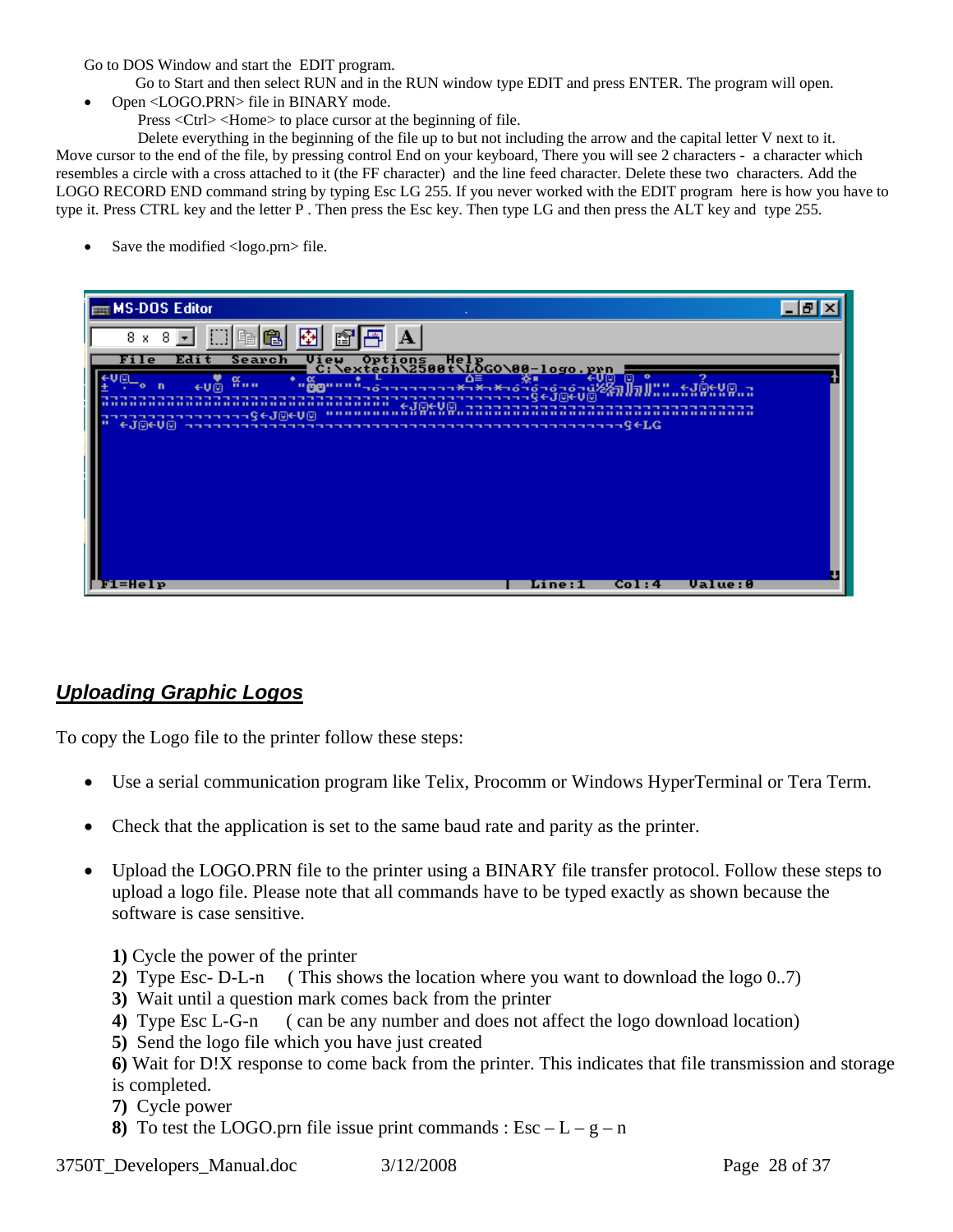Go to DOS Window and start the EDIT program.

Go to Start and then select RUN and in the RUN window type EDIT and press ENTER. The program will open.

- Open <LOGO.PRN> file in BINARY mode.

  Press <Ctrl> <Home> to place cursor at the beginning of file.

  Delete everything in the beginning of the file up to but not including the arrow and the capital letter V next to it.

Move cursor to the end of the file, by pressing control End on your keyboard, There you will see 2 characters - a character which resembles a circle with a cross attached to it (the FF character) and the line feed character. Delete these two characters. Add the LOGO RECORD END command string by typing Esc LG 255. If you never worked with the EDIT program here is how you have to type it. Press CTRL key and the letter P . Then press the Esc key. Then type LG and then press the ALT key and type 255.

- Save the modified <logo.prn> file.

## *Uploading Graphic Logos*

To copy the Logo file to the printer follow these steps:

- Use a serial communication program like Telix, Procomm or Windows HyperTerminal or Tera Term.
- Check that the application is set to the same baud rate and parity as the printer.
- Upload the LOGO.PRN file to the printer using a BINARY file transfer protocol. Follow these steps to upload a logo file. Please note that all commands have to be typed exactly as shown because the software is case sensitive.

**1)** Cycle the power of the printer
**2)** Type Esc- D-L-n ( This shows the location where you want to download the logo 0..7)
**3)** Wait until a question mark comes back from the printer
**4)** Type Esc L-G-n ( can be any number and does not affect the logo download location)
**5)** Send the logo file which you have just created
**6)** Wait for D!X response to come back from the printer. This indicates that file transmission and storage is completed.
**7)** Cycle power
**8)** To test the LOGO.prn file issue print commands : Esc – L – g – n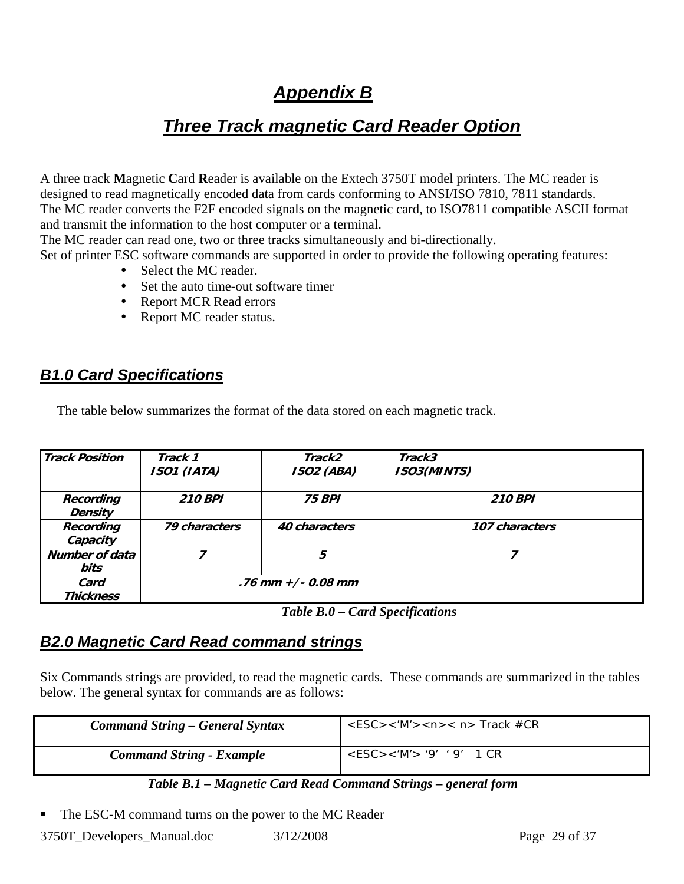# Appendix B

# Three Track magnetic Card Reader Option

A three track **M**agnetic **C**ard **R**eader is available on the Extech 3750T model printers. The MC reader is designed to read magnetically encoded data from cards conforming to ANSI/ISO 7810, 7811 standards.
The MC reader converts the F2F encoded signals on the magnetic card, to ISO7811 compatible ASCII format and transmit the information to the host computer or a terminal.
The MC reader can read one, two or three tracks simultaneously and bi-directionally.
Set of printer ESC software commands are supported in order to provide the following operating features:

- Select the MC reader.
- Set the auto time-out software timer
- Report MCR Read errors
- Report MC reader status.

## B1.0 Card Specifications

The table below summarizes the format of the data stored on each magnetic track.

| ***Track Position*** | ***Track 1 ISO1 (IATA)*** | ***Track2 ISO2 (ABA)*** | ***Track3 ISO3(MINTS)*** |
|---|---|---|---|
| ***Recording Density*** | ***210 BPI*** | ***75 BPI*** | ***210 BPI*** |
| ***Recording Capacity*** | ***79 characters*** | ***40 characters*** | ***107 characters*** |
| ***Number of data bits*** | ***7*** | ***5*** | ***7*** |
| ***Card Thickness*** | ***.76 mm +/- 0.08 mm*** | | |

***Table B.0 – Card Specifications***

## B2.0 Magnetic Card Read command strings

Six Commands strings are provided, to read the magnetic cards. These commands are summarized in the tables below. The general syntax for commands are as follows:

| ***Command String – General Syntax*** | <ESC><'M'><n>< n> Track #CR |
|---|---|
| ***Command String - Example*** | <ESC><'M'> '9' '9' 1 CR |

***Table B.1 – Magnetic Card Read Command Strings – general form***

- The ESC-M command turns on the power to the MC Reader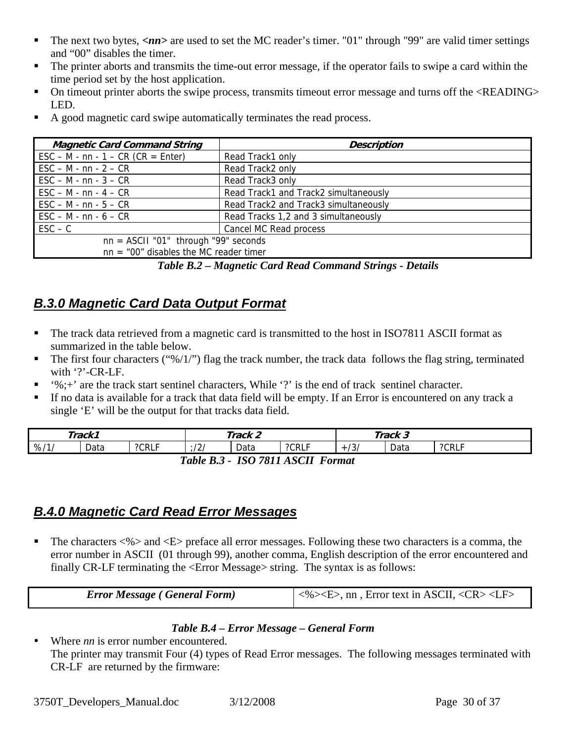- The next two bytes, ***<nn>*** are used to set the MC reader's timer. "01" through "99" are valid timer settings and "00" disables the timer.
- The printer aborts and transmits the time-out error message, if the operator fails to swipe a card within the time period set by the host application.
- On timeout printer aborts the swipe process, transmits timeout error message and turns off the <READING> LED.
- A good magnetic card swipe automatically terminates the read process.

| ***Magnetic Card Command String*** | ***Description*** |
|---|---|
| ESC – M - nn - 1 – CR (CR = Enter) | Read Track1 only |
| ESC – M - nn - 2 – CR | Read Track2 only |
| ESC – M - nn - 3 – CR | Read Track3 only |
| ESC – M - nn - 4 – CR | Read Track1 and Track2 simultaneously |
| ESC – M - nn - 5 – CR | Read Track2 and Track3 simultaneously |
| ESC – M - nn - 6 – CR | Read Tracks 1,2 and 3 simultaneously |
| ESC – C | Cancel MC Read process |
| nn = ASCII "01" through "99" seconds<br>nn = "00" disables the MC reader timer | |

***Table B.2 – Magnetic Card Read Command Strings - Details***

## *B.3.0 Magnetic Card Data Output Format*

- The track data retrieved from a magnetic card is transmitted to the host in ISO7811 ASCII format as summarized in the table below.
- The first four characters ("%/1/") flag the track number, the track data follows the flag string, terminated with '?'-CR-LF.
- '%;+' are the track start sentinel characters, While '?' is the end of track sentinel character.
- If no data is available for a track that data field will be empty. If an Error is encountered on any track a single 'E' will be the output for that tracks data field.

| ***Track1*** | | | ***Track 2*** | | | ***Track 3*** | | |
|---|---|---|---|---|---|---|---|---|
| %/1/ | Data | ?CRLF | ;/2/ | Data | ?CRLF | +/3/ | Data | ?CRLF |

***Table B.3 - ISO 7811 ASCII Format***

## *B.4.0 Magnetic Card Read Error Messages*

- The characters <%> and <E> preface all error messages. Following these two characters is a comma, the error number in ASCII (01 through 99), another comma, English description of the error encountered and finally CR-LF terminating the <Error Message> string. The syntax is as follows:

| ***Error Message ( General Form)*** | <%><E>, nn , Error text in ASCII, <CR> <LF> |
|---|---|

***Table B.4 – Error Message – General Form***

- Where *nn* is error number encountered.
  The printer may transmit Four (4) types of Read Error messages. The following messages terminated with CR-LF are returned by the firmware: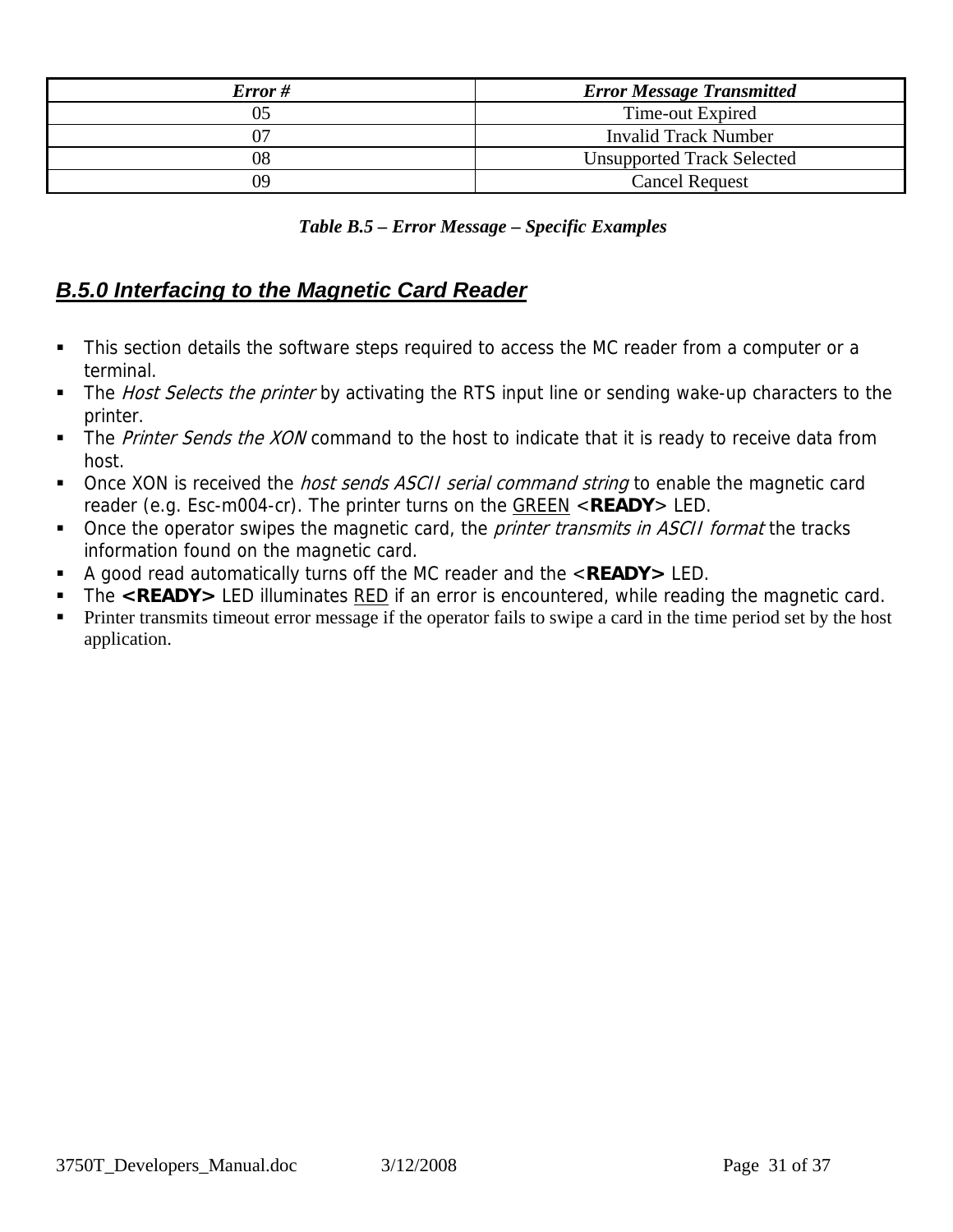| *Error #* | *Error Message Transmitted* |
| --- | --- |
| 05 | Time-out Expired |
| 07 | Invalid Track Number |
| 08 | Unsupported Track Selected |
| 09 | Cancel Request |

***Table B.5 – Error Message – Specific Examples***

## *B.5.0 Interfacing to the Magnetic Card Reader*

- This section details the software steps required to access the MC reader from a computer or a terminal.
- The *Host Selects the printer* by activating the RTS input line or sending wake-up characters to the printer.
- The *Printer Sends the XON* command to the host to indicate that it is ready to receive data from host.
- Once XON is received the *host sends ASCII serial command string* to enable the magnetic card reader (e.g. Esc-m004-cr). The printer turns on the GREEN <**READY**> LED.
- Once the operator swipes the magnetic card, the *printer transmits in ASCII format* the tracks information found on the magnetic card.
- A good read automatically turns off the MC reader and the <**READY>** LED.
- The **<READY>** LED illuminates RED if an error is encountered, while reading the magnetic card.
- Printer transmits timeout error message if the operator fails to swipe a card in the time period set by the host application.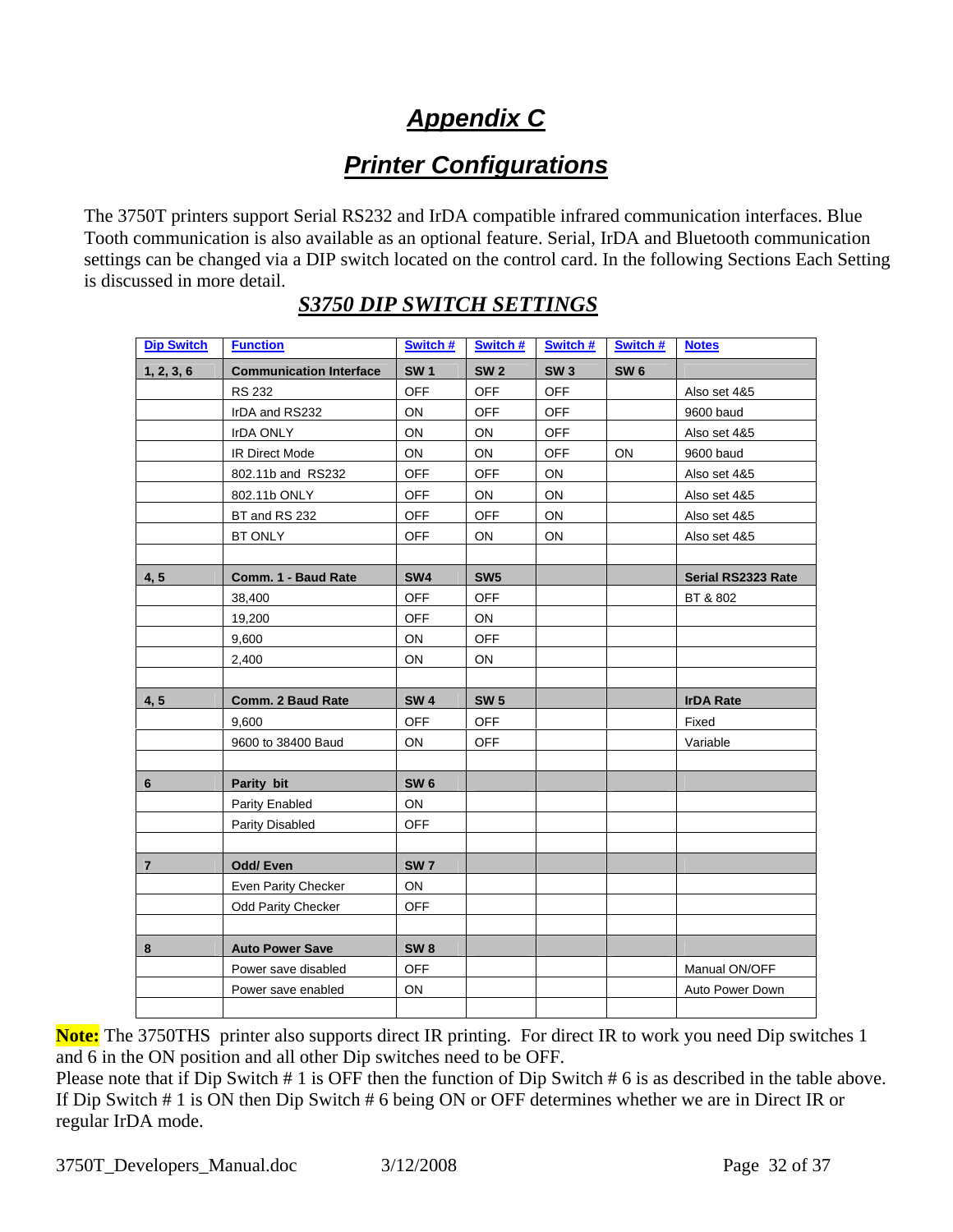# *Appendix C*

# *Printer Configurations*

The 3750T printers support Serial RS232 and IrDA compatible infrared communication interfaces. Blue Tooth communication is also available as an optional feature. Serial, IrDA and Bluetooth communication settings can be changed via a DIP switch located on the control card. In the following Sections Each Setting is discussed in more detail.

## *S3750 DIP SWITCH SETTINGS*

| Dip Switch | Function | Switch # | Switch # | Switch # | Switch # | Notes |
|---|---|---|---|---|---|---|
| **1, 2, 3, 6** | **Communication Interface** | **SW 1** | **SW 2** | **SW 3** | **SW 6** | |
| | RS 232 | OFF | OFF | OFF | | Also set 4&5 |
| | IrDA and RS232 | ON | OFF | OFF | | 9600 baud |
| | IrDA ONLY | ON | ON | OFF | | Also set 4&5 |
| | IR Direct Mode | ON | ON | OFF | ON | 9600 baud |
| | 802.11b and RS232 | OFF | OFF | ON | | Also set 4&5 |
| | 802.11b ONLY | OFF | ON | ON | | Also set 4&5 |
| | BT and RS 232 | OFF | OFF | ON | | Also set 4&5 |
| | BT ONLY | OFF | ON | ON | | Also set 4&5 |
| | | | | | | |
| **4, 5** | **Comm. 1 - Baud Rate** | **SW4** | **SW5** | | | **Serial RS2323 Rate** |
| | 38,400 | OFF | OFF | | | BT & 802 |
| | 19,200 | OFF | ON | | | |
| | 9,600 | ON | OFF | | | |
| | 2,400 | ON | ON | | | |
| | | | | | | |
| **4, 5** | **Comm. 2 Baud Rate** | **SW 4** | **SW 5** | | | **IrDA Rate** |
| | 9,600 | OFF | OFF | | | Fixed |
| | 9600 to 38400 Baud | ON | OFF | | | Variable |
| | | | | | | |
| **6** | **Parity bit** | **SW 6** | | | | |
| | Parity Enabled | ON | | | | |
| | Parity Disabled | OFF | | | | |
| | | | | | | |
| **7** | **Odd/ Even** | **SW 7** | | | | |
| | Even Parity Checker | ON | | | | |
| | Odd Parity Checker | OFF | | | | |
| | | | | | | |
| **8** | **Auto Power Save** | **SW 8** | | | | |
| | Power save disabled | OFF | | | | Manual ON/OFF |
| | Power save enabled | ON | | | | Auto Power Down |
| | | | | | | |

**Note:** The 3750THS printer also supports direct IR printing. For direct IR to work you need Dip switches 1 and 6 in the ON position and all other Dip switches need to be OFF.
Please note that if Dip Switch # 1 is OFF then the function of Dip Switch # 6 is as described in the table above. If Dip Switch # 1 is ON then Dip Switch # 6 being ON or OFF determines whether we are in Direct IR or regular IrDA mode.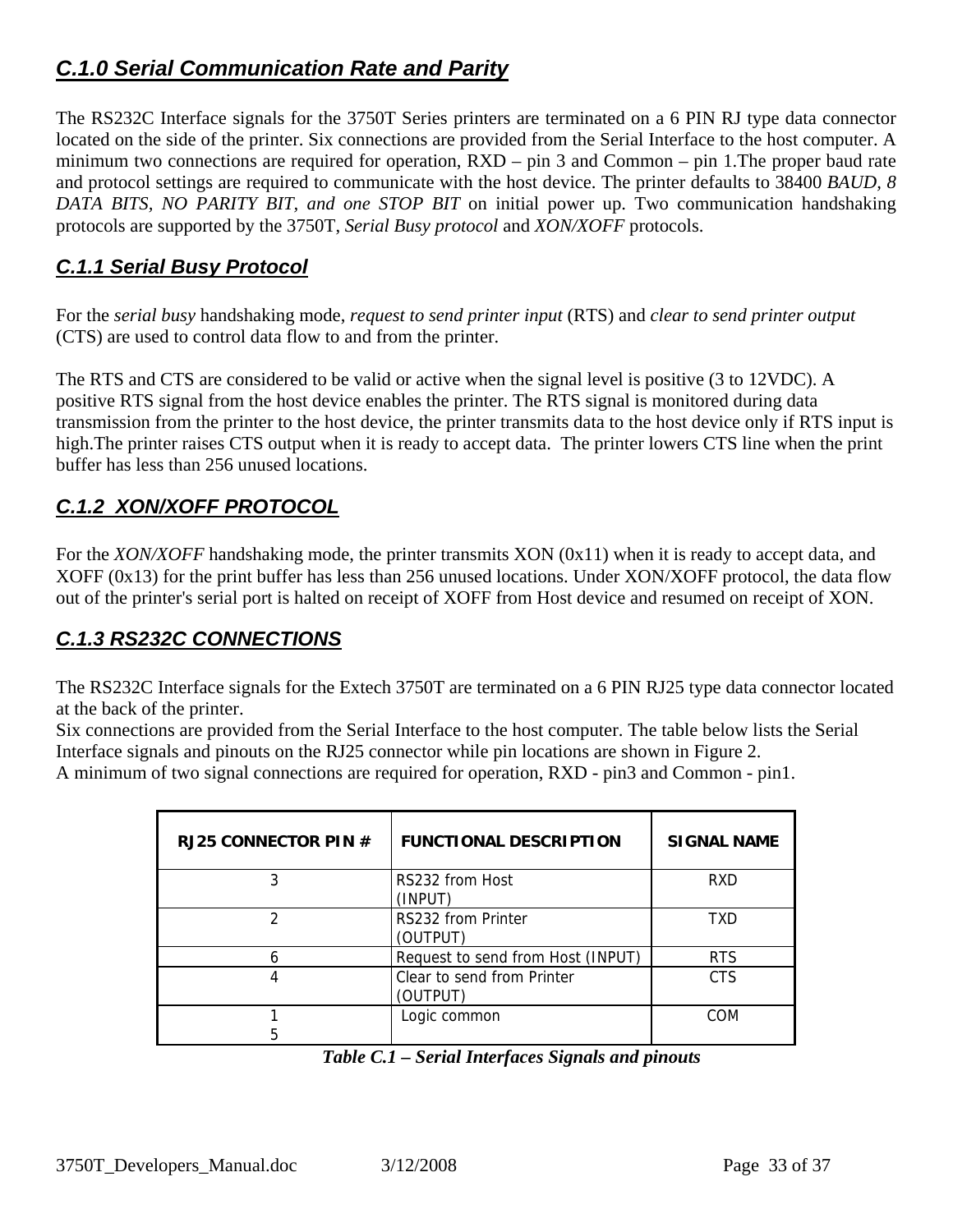## *C.1.0 Serial Communication Rate and Parity*

The RS232C Interface signals for the 3750T Series printers are terminated on a 6 PIN RJ type data connector located on the side of the printer. Six connections are provided from the Serial Interface to the host computer. A minimum two connections are required for operation, RXD – pin 3 and Common – pin 1.The proper baud rate and protocol settings are required to communicate with the host device. The printer defaults to 38400 *BAUD, 8 DATA BITS, NO PARITY BIT, and one STOP BIT* on initial power up. Two communication handshaking protocols are supported by the 3750T, *Serial Busy protocol* and *XON/XOFF* protocols.

### *C.1.1 Serial Busy Protocol*

For the *serial busy* handshaking mode, *request to send printer input* (RTS) and *clear to send printer output* (CTS) are used to control data flow to and from the printer.

The RTS and CTS are considered to be valid or active when the signal level is positive (3 to 12VDC). A positive RTS signal from the host device enables the printer. The RTS signal is monitored during data transmission from the printer to the host device, the printer transmits data to the host device only if RTS input is high.The printer raises CTS output when it is ready to accept data. The printer lowers CTS line when the print buffer has less than 256 unused locations.

### *C.1.2 XON/XOFF PROTOCOL*

For the *XON/XOFF* handshaking mode, the printer transmits XON (0x11) when it is ready to accept data, and XOFF (0x13) for the print buffer has less than 256 unused locations. Under XON/XOFF protocol, the data flow out of the printer's serial port is halted on receipt of XOFF from Host device and resumed on receipt of XON.

### *C.1.3 RS232C CONNECTIONS*

The RS232C Interface signals for the Extech 3750T are terminated on a 6 PIN RJ25 type data connector located at the back of the printer.
Six connections are provided from the Serial Interface to the host computer. The table below lists the Serial Interface signals and pinouts on the RJ25 connector while pin locations are shown in Figure 2.
A minimum of two signal connections are required for operation, RXD - pin3 and Common - pin1.

| RJ25 CONNECTOR PIN # | FUNCTIONAL DESCRIPTION | SIGNAL NAME |
|---|---|---|
| 3 | RS232 from Host (INPUT) | RXD |
| 2 | RS232 from Printer (OUTPUT) | TXD |
| 6 | Request to send from Host (INPUT) | RTS |
| 4 | Clear to send from Printer (OUTPUT) | CTS |
| 1<br>5 | Logic common | COM |

***Table C.1 – Serial Interfaces Signals and pinouts***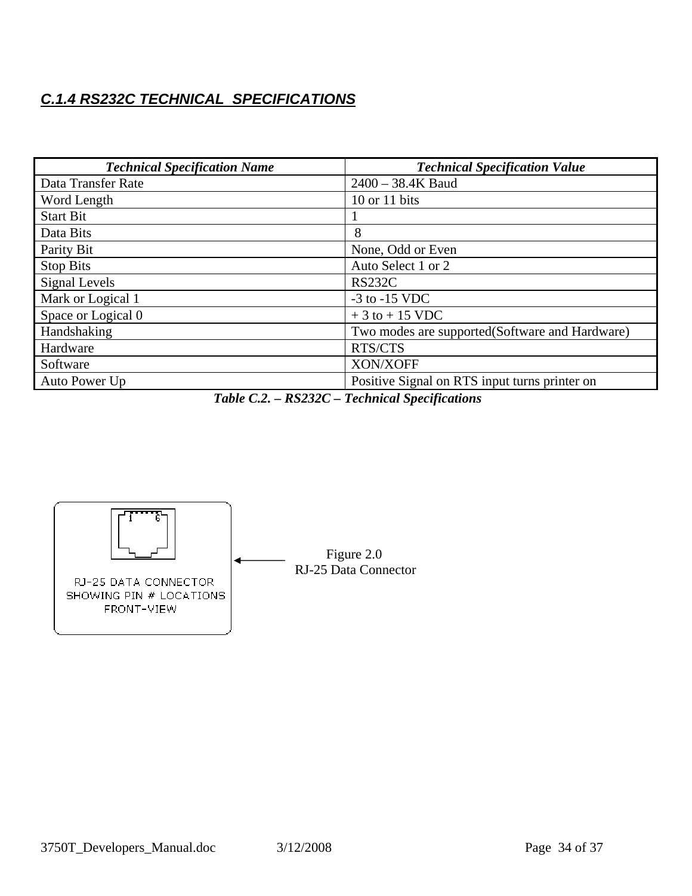## *C.1.4 RS232C TECHNICAL SPECIFICATIONS*

| *Technical Specification Name* | *Technical Specification Value* |
|---|---|
| Data Transfer Rate | 2400 – 38.4K Baud |
| Word Length | 10 or 11 bits |
| Start Bit | 1 |
| Data Bits | 8 |
| Parity Bit | None, Odd or Even |
| Stop Bits | Auto Select 1 or 2 |
| Signal Levels | RS232C |
| Mark or Logical 1 | -3 to -15 VDC |
| Space or Logical 0 | + 3 to + 15 VDC |
| Handshaking | Two modes are supported(Software and Hardware) |
| Hardware | RTS/CTS |
| Software | XON/XOFF |
| Auto Power Up | Positive Signal on RTS input turns printer on |

***Table C.2. – RS232C – Technical Specifications***

RJ-25 DATA CONNECTOR SHOWING PIN # LOCATIONS FRONT-VIEW

Figure 2.0
RJ-25 Data Connector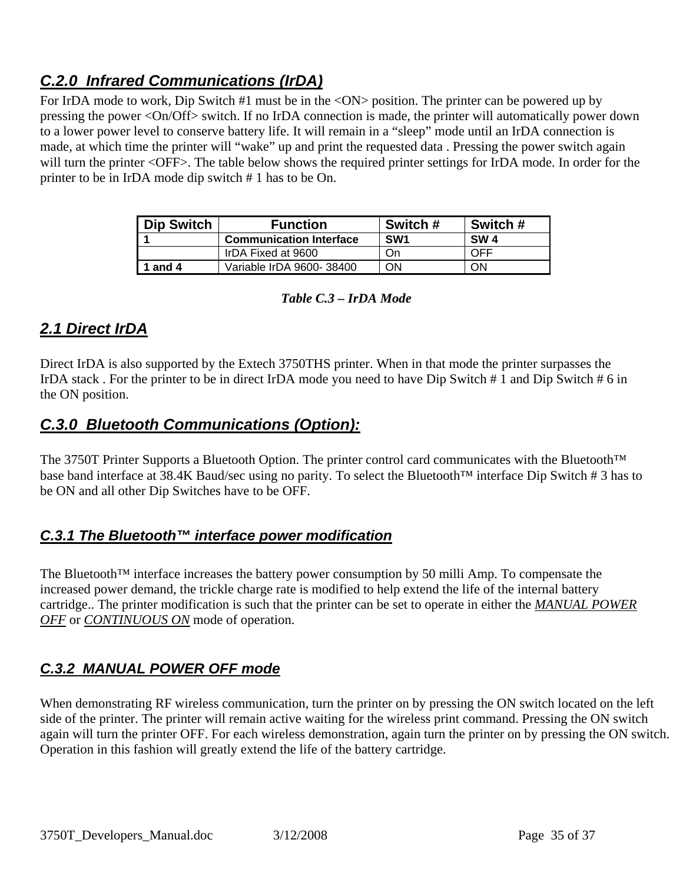## *C.2.0 Infrared Communications (IrDA)*

For IrDA mode to work, Dip Switch #1 must be in the <ON> position. The printer can be powered up by pressing the power <On/Off> switch. If no IrDA connection is made, the printer will automatically power down to a lower power level to conserve battery life. It will remain in a "sleep" mode until an IrDA connection is made, at which time the printer will "wake" up and print the requested data . Pressing the power switch again will turn the printer <OFF>. The table below shows the required printer settings for IrDA mode. In order for the printer to be in IrDA mode dip switch # 1 has to be On.

| Dip Switch | Function | Switch # | Switch # |
|---|---|---|---|
| **1** | **Communication Interface** | **SW1** | **SW 4** |
| | IrDA Fixed at 9600 | On | OFF |
| **1 and 4** | Variable IrDA 9600- 38400 | ON | ON |

***Table C.3 – IrDA Mode***

## *2.1 Direct IrDA*

Direct IrDA is also supported by the Extech 3750THS printer. When in that mode the printer surpasses the IrDA stack . For the printer to be in direct IrDA mode you need to have Dip Switch # 1 and Dip Switch # 6 in the ON position.

## *C.3.0 Bluetooth Communications (Option):*

The 3750T Printer Supports a Bluetooth Option. The printer control card communicates with the Bluetooth™ base band interface at 38.4K Baud/sec using no parity. To select the Bluetooth™ interface Dip Switch # 3 has to be ON and all other Dip Switches have to be OFF.

### *C.3.1 The Bluetooth™ interface power modification*

The Bluetooth™ interface increases the battery power consumption by 50 milli Amp. To compensate the increased power demand, the trickle charge rate is modified to help extend the life of the internal battery cartridge.. The printer modification is such that the printer can be set to operate in either the *MANUAL POWER OFF* or *CONTINUOUS ON* mode of operation.

### *C.3.2 MANUAL POWER OFF mode*

When demonstrating RF wireless communication, turn the printer on by pressing the ON switch located on the left side of the printer. The printer will remain active waiting for the wireless print command. Pressing the ON switch again will turn the printer OFF. For each wireless demonstration, again turn the printer on by pressing the ON switch. Operation in this fashion will greatly extend the life of the battery cartridge.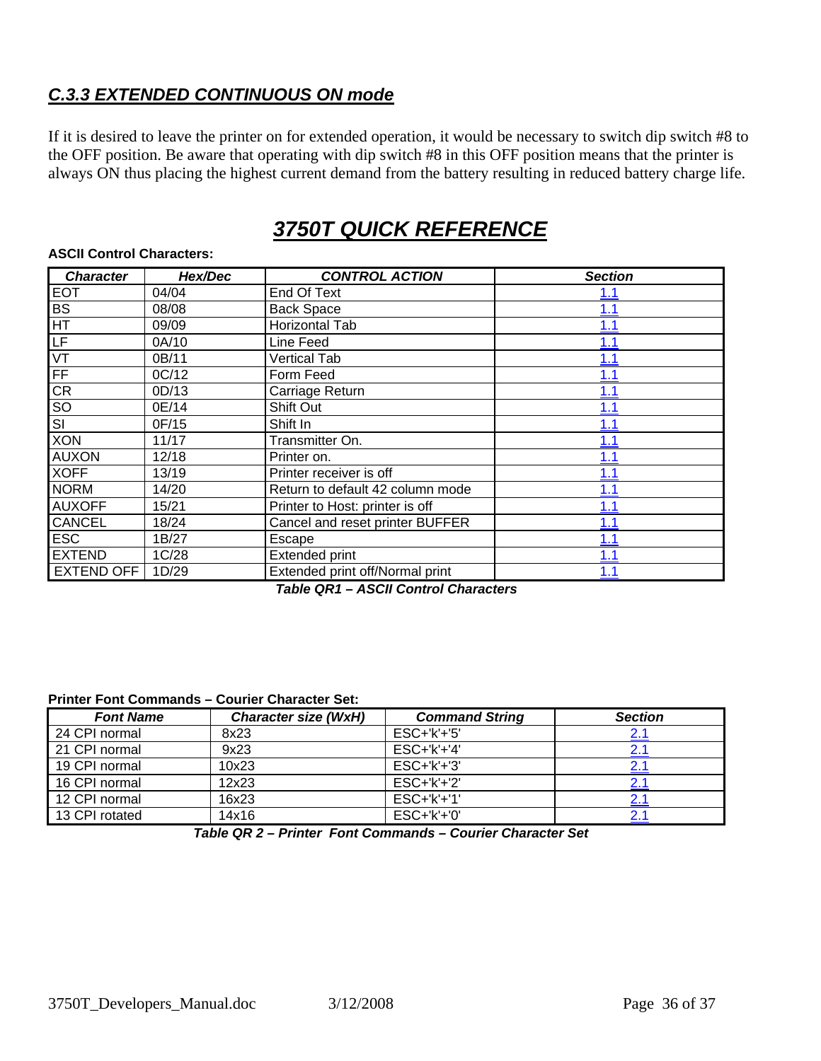### *C.3.3 EXTENDED CONTINUOUS ON mode*

If it is desired to leave the printer on for extended operation, it would be necessary to switch dip switch #8 to the OFF position. Be aware that operating with dip switch #8 in this OFF position means that the printer is always ON thus placing the highest current demand from the battery resulting in reduced battery charge life.

# *3750T QUICK REFERENCE*

**ASCII Control Characters:**

| *Character* | *Hex/Dec* | *CONTROL ACTION* | *Section* |
|---|---|---|---|
| EOT | 04/04 | End Of Text | 1.1 |
| BS | 08/08 | Back Space | 1.1 |
| HT | 09/09 | Horizontal Tab | 1.1 |
| LF | 0A/10 | Line Feed | 1.1 |
| VT | 0B/11 | Vertical Tab | 1.1 |
| FF | 0C/12 | Form Feed | 1.1 |
| CR | 0D/13 | Carriage Return | 1.1 |
| SO | 0E/14 | Shift Out | 1.1 |
| SI | 0F/15 | Shift In | 1.1 |
| XON | 11/17 | Transmitter On. | 1.1 |
| AUXON | 12/18 | Printer on. | 1.1 |
| XOFF | 13/19 | Printer receiver is off | 1.1 |
| NORM | 14/20 | Return to default 42 column mode | 1.1 |
| AUXOFF | 15/21 | Printer to Host: printer is off | 1.1 |
| CANCEL | 18/24 | Cancel and reset printer BUFFER | 1.1 |
| ESC | 1B/27 | Escape | 1.1 |
| EXTEND | 1C/28 | Extended print | 1.1 |
| EXTEND OFF | 1D/29 | Extended print off/Normal print | 1.1 |

***Table QR1 – ASCII Control Characters***

**Printer Font Commands – Courier Character Set:**

| *Font Name* | *Character size (WxH)* | *Command String* | *Section* |
|---|---|---|---|
| 24 CPI normal | 8x23 | ESC+'k'+'5' | 2.1 |
| 21 CPI normal | 9x23 | ESC+'k'+'4' | 2.1 |
| 19 CPI normal | 10x23 | ESC+'k'+'3' | 2.1 |
| 16 CPI normal | 12x23 | ESC+'k'+'2' | 2.1 |
| 12 CPI normal | 16x23 | ESC+'k'+'1' | 2.1 |
| 13 CPI rotated | 14x16 | ESC+'k'+'0' | 2.1 |

***Table QR 2 – Printer Font Commands – Courier Character Set***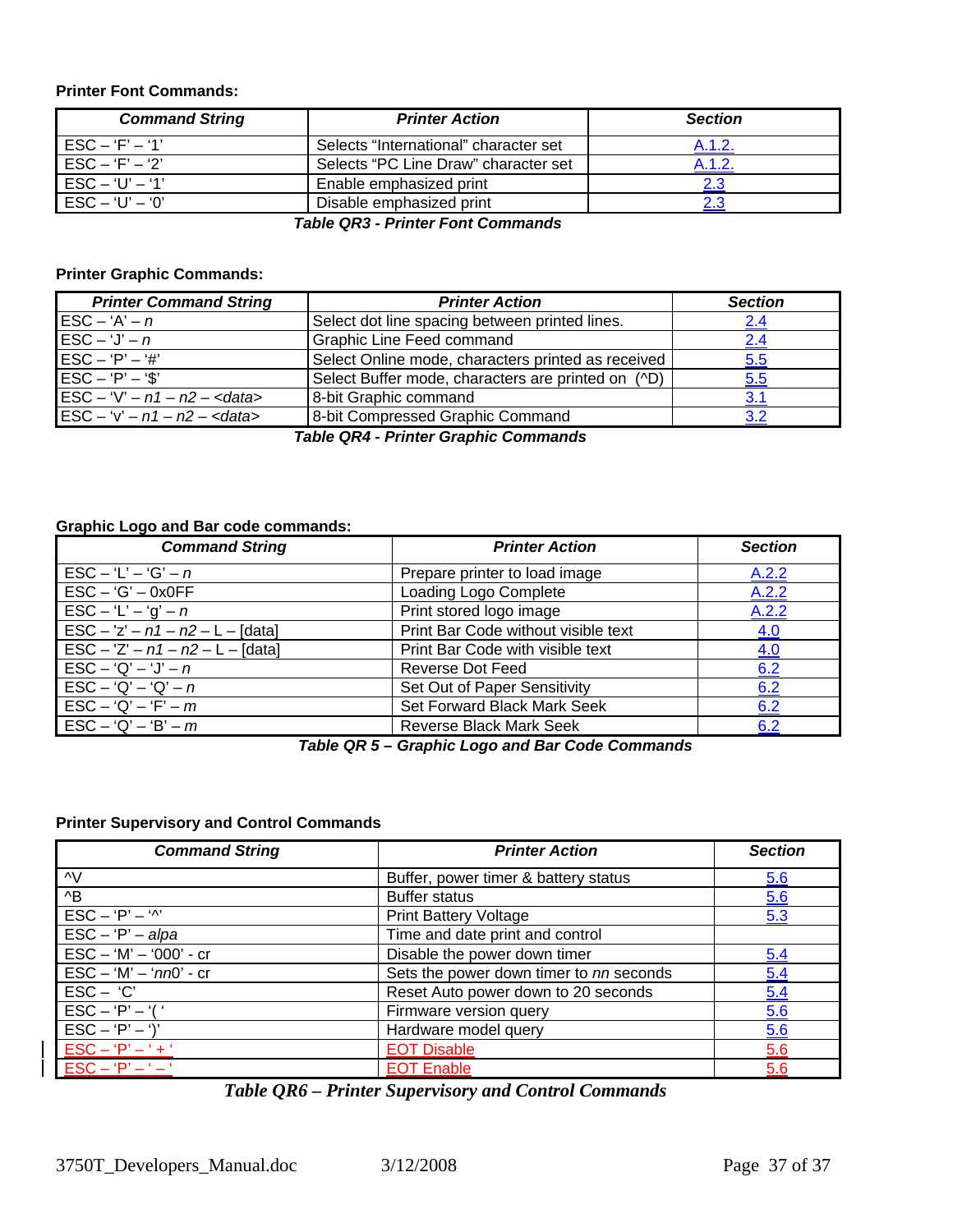**Printer Font Commands:**

| *Command String* | *Printer Action* | *Section* |
|---|---|---|
| ESC – ‘F’ – ‘1’ | Selects “International” character set | A.1.2. |
| ESC – ‘F’ – ‘2’ | Selects “PC Line Draw” character set | A.1.2. |
| ESC – ‘U’ – ‘1’ | Enable emphasized print | 2.3 |
| ESC – ‘U’ – ‘0’ | Disable emphasized print | 2.3 |

***Table QR3 - Printer Font Commands***

**Printer Graphic Commands:**

| *Printer Command String* | *Printer Action* | *Section* |
|---|---|---|
| ESC – ‘A’ – *n* | Select dot line spacing between printed lines. | 2.4 |
| ESC – ‘J’ – *n* | Graphic Line Feed command | 2.4 |
| ESC – ‘P’ – ‘#’ | Select Online mode, characters printed as received | 5.5 |
| ESC – ‘P’ – ‘$’ | Select Buffer mode, characters are printed on (^D) | 5.5 |
| ESC – ‘V’ – *n1* – *n2* – *<data>* | 8-bit Graphic command | 3.1 |
| ESC – ‘v’ – *n1* – *n2* – *<data>* | 8-bit Compressed Graphic Command | 3.2 |

***Table QR4 - Printer Graphic Commands***

**Graphic Logo and Bar code commands:**

| *Command String* | *Printer Action* | *Section* |
|---|---|---|
| ESC – ‘L’ – ‘G’ – *n* | Prepare printer to load image | A.2.2 |
| ESC – ‘G’ – 0x0FF | Loading Logo Complete | A.2.2 |
| ESC – ‘L’ – ‘g’ – *n* | Print stored logo image | A.2.2 |
| ESC – ‘z’ – *n1* – *n2* – L – [data] | Print Bar Code without visible text | 4.0 |
| ESC – ‘Z’ – *n1* – *n2* – L – [data] | Print Bar Code with visible text | 4.0 |
| ESC – ‘Q’ – ‘J’ – *n* | Reverse Dot Feed | 6.2 |
| ESC – ‘Q’ – ‘Q’ – *n* | Set Out of Paper Sensitivity | 6.2 |
| ESC – ‘Q’ – ‘F’ – *m* | Set Forward Black Mark Seek | 6.2 |
| ESC – ‘Q’ – ‘B’ – *m* | Reverse Black Mark Seek | 6.2 |

***Table QR 5 – Graphic Logo and Bar Code Commands***

**Printer Supervisory and Control Commands**

| *Command String* | *Printer Action* | *Section* |
|---|---|---|
| ^V | Buffer, power timer & battery status | 5.6 |
| ^B | Buffer status | 5.6 |
| ESC – ‘P’ – ‘^’ | Print Battery Voltage | 5.3 |
| ESC – ‘P’ – *alpa* | Time and date print and control | |
| ESC – ‘M’ – ‘000’ - cr | Disable the power down timer | 5.4 |
| ESC – ‘M’ – ‘*nn*0’ - cr | Sets the power down timer to *nn* seconds | 5.4 |
| ESC – ‘C’ | Reset Auto power down to 20 seconds | 5.4 |
| ESC – ‘P’ – ‘( ‘ | Firmware version query | 5.6 |
| ESC – ‘P’ – ‘)’ | Hardware model query | 5.6 |
| ESC – ‘P’ – ‘ + ‘ | EOT Disable | 5.6 |
| ESC – ‘P’ – ‘ – ‘ | EOT Enable | 5.6 |

***Table QR6 – Printer Supervisory and Control Commands***